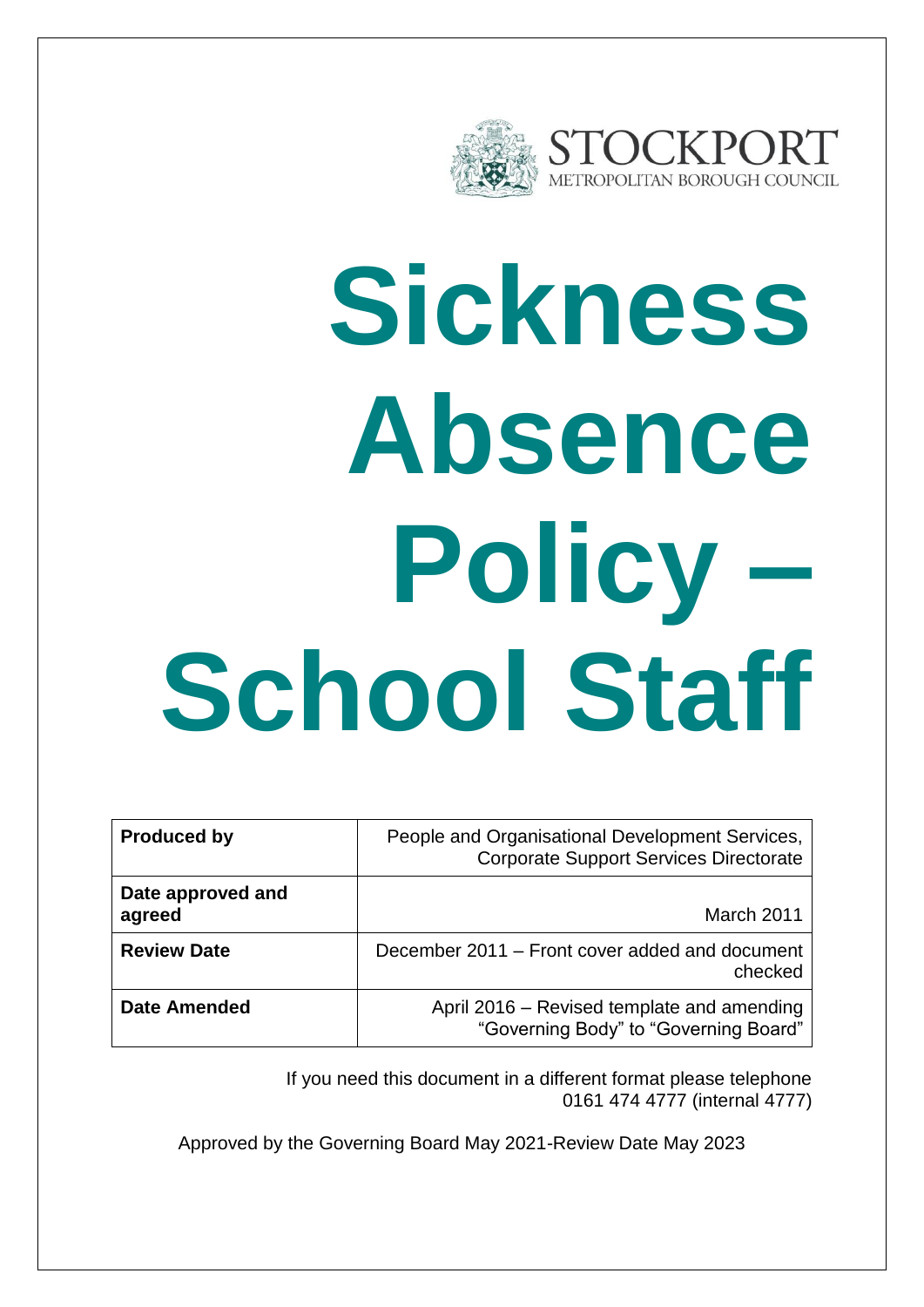STOCKPORT
METROPOLITAN BOROUGH COUNCIL

# Sickness Absence Policy – School Staff

| **Produced by** | People and Organisational Development Services, Corporate Support Services Directorate |
|---|---|
| **Date approved and agreed** | March 2011 |
| **Review Date** | December 2011 – Front cover added and document checked |
| **Date Amended** | April 2016 – Revised template and amending "Governing Body" to "Governing Board" |

If you need this document in a different format please telephone 0161 474 4777 (internal 4777)

Approved by the Governing Board May 2021-Review Date May 2023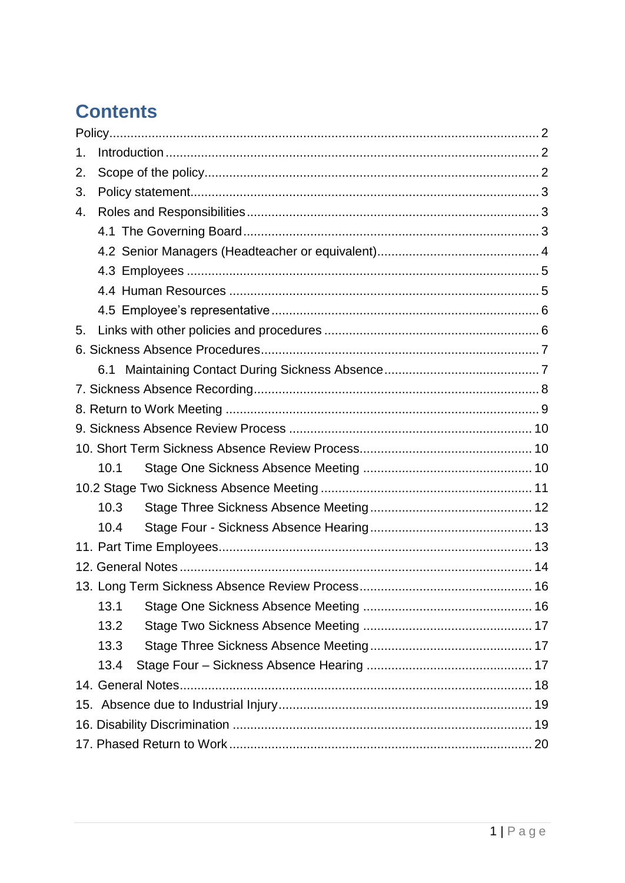# Contents

Policy ........................................................................................................ 2

1. Introduction ........................................................................................ 2
2. Scope of the policy ............................................................................. 2
3. Policy statement ................................................................................. 3
4. Roles and Responsibilities .................................................................. 3
   - 4.1 The Governing Board ................................................................... 3
   - 4.2 Senior Managers (Headteacher or equivalent) ............................. 4
   - 4.3 Employees .................................................................................. 5
   - 4.4 Human Resources ...................................................................... 5
   - 4.5 Employee's representative .......................................................... 6
5. Links with other policies and procedures ............................................ 6

6. Sickness Absence Procedures .............................................................. 7
   - 6.1 Maintaining Contact During Sickness Absence ............................ 7

7. Sickness Absence Recording ................................................................ 8

8. Return to Work Meeting ...................................................................... 9

9. Sickness Absence Review Process ...................................................... 10

10. Short Term Sickness Absence Review Process .................................... 10
    - 10.1 Stage One Sickness Absence Meeting ...................................... 10

10.2 Stage Two Sickness Absence Meeting ............................................... 11
    - 10.3 Stage Three Sickness Absence Meeting ................................... 12
    - 10.4 Stage Four - Sickness Absence Hearing ................................... 13

11. Part Time Employees ......................................................................... 13

12. General Notes .................................................................................... 14

13. Long Term Sickness Absence Review Process .................................... 16
    - 13.1 Stage One Sickness Absence Meeting ...................................... 16
    - 13.2 Stage Two Sickness Absence Meeting ...................................... 17
    - 13.3 Stage Three Sickness Absence Meeting ................................... 17
    - 13.4 Stage Four – Sickness Absence Hearing ................................... 17

14. General Notes .................................................................................... 18

15. Absence due to Industrial Injury ......................................................... 19

16. Disability Discrimination .................................................................... 19

17. Phased Return to Work ..................................................................... 20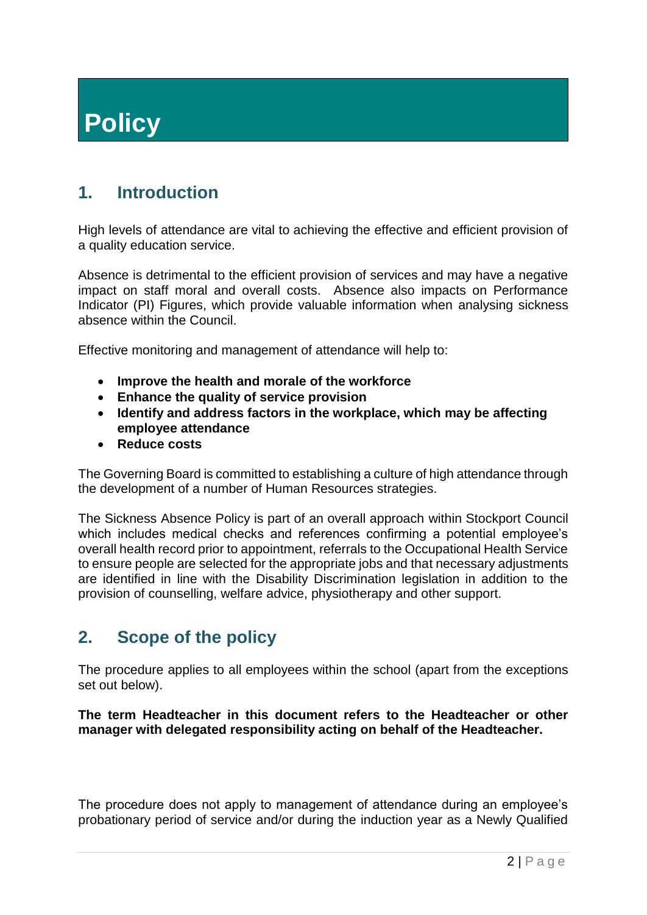# Policy

## 1. Introduction

High levels of attendance are vital to achieving the effective and efficient provision of a quality education service.

Absence is detrimental to the efficient provision of services and may have a negative impact on staff moral and overall costs. Absence also impacts on Performance Indicator (PI) Figures, which provide valuable information when analysing sickness absence within the Council.

Effective monitoring and management of attendance will help to:

- **Improve the health and morale of the workforce**
- **Enhance the quality of service provision**
- **Identify and address factors in the workplace, which may be affecting employee attendance**
- **Reduce costs**

The Governing Board is committed to establishing a culture of high attendance through the development of a number of Human Resources strategies.

The Sickness Absence Policy is part of an overall approach within Stockport Council which includes medical checks and references confirming a potential employee's overall health record prior to appointment, referrals to the Occupational Health Service to ensure people are selected for the appropriate jobs and that necessary adjustments are identified in line with the Disability Discrimination legislation in addition to the provision of counselling, welfare advice, physiotherapy and other support.

## 2. Scope of the policy

The procedure applies to all employees within the school (apart from the exceptions set out below).

**The term Headteacher in this document refers to the Headteacher or other manager with delegated responsibility acting on behalf of the Headteacher.**

The procedure does not apply to management of attendance during an employee's probationary period of service and/or during the induction year as a Newly Qualified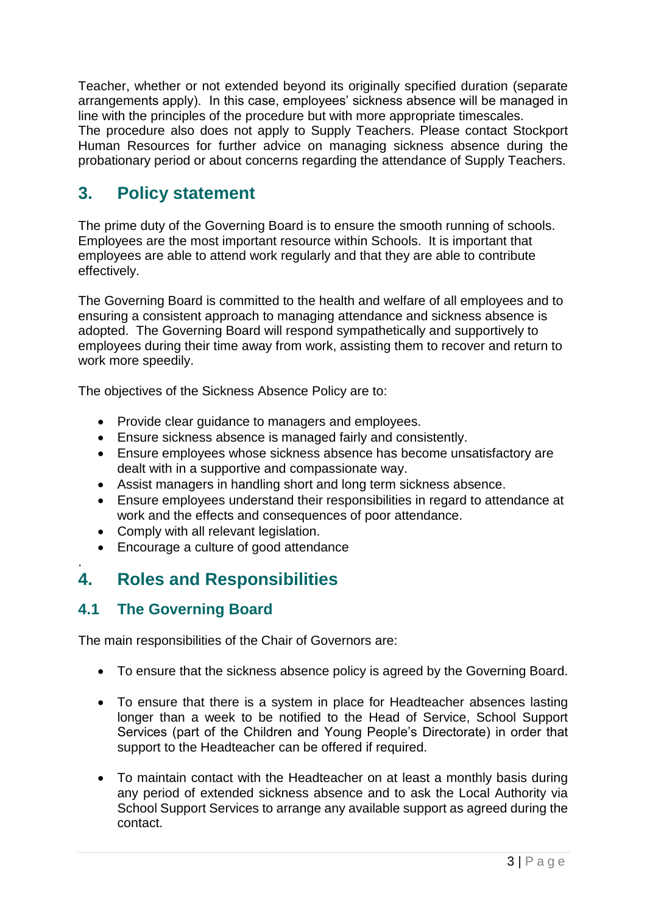Teacher, whether or not extended beyond its originally specified duration (separate arrangements apply). In this case, employees' sickness absence will be managed in line with the principles of the procedure but with more appropriate timescales.
The procedure also does not apply to Supply Teachers. Please contact Stockport Human Resources for further advice on managing sickness absence during the probationary period or about concerns regarding the attendance of Supply Teachers.

## 3. Policy statement

The prime duty of the Governing Board is to ensure the smooth running of schools. Employees are the most important resource within Schools. It is important that employees are able to attend work regularly and that they are able to contribute effectively.

The Governing Board is committed to the health and welfare of all employees and to ensuring a consistent approach to managing attendance and sickness absence is adopted. The Governing Board will respond sympathetically and supportively to employees during their time away from work, assisting them to recover and return to work more speedily.

The objectives of the Sickness Absence Policy are to:

- Provide clear guidance to managers and employees.
- Ensure sickness absence is managed fairly and consistently.
- Ensure employees whose sickness absence has become unsatisfactory are dealt with in a supportive and compassionate way.
- Assist managers in handling short and long term sickness absence.
- Ensure employees understand their responsibilities in regard to attendance at work and the effects and consequences of poor attendance.
- Comply with all relevant legislation.
- Encourage a culture of good attendance

.

## 4. Roles and Responsibilities

### 4.1 The Governing Board

The main responsibilities of the Chair of Governors are:

- To ensure that the sickness absence policy is agreed by the Governing Board.
- To ensure that there is a system in place for Headteacher absences lasting longer than a week to be notified to the Head of Service, School Support Services (part of the Children and Young People's Directorate) in order that support to the Headteacher can be offered if required.
- To maintain contact with the Headteacher on at least a monthly basis during any period of extended sickness absence and to ask the Local Authority via School Support Services to arrange any available support as agreed during the contact.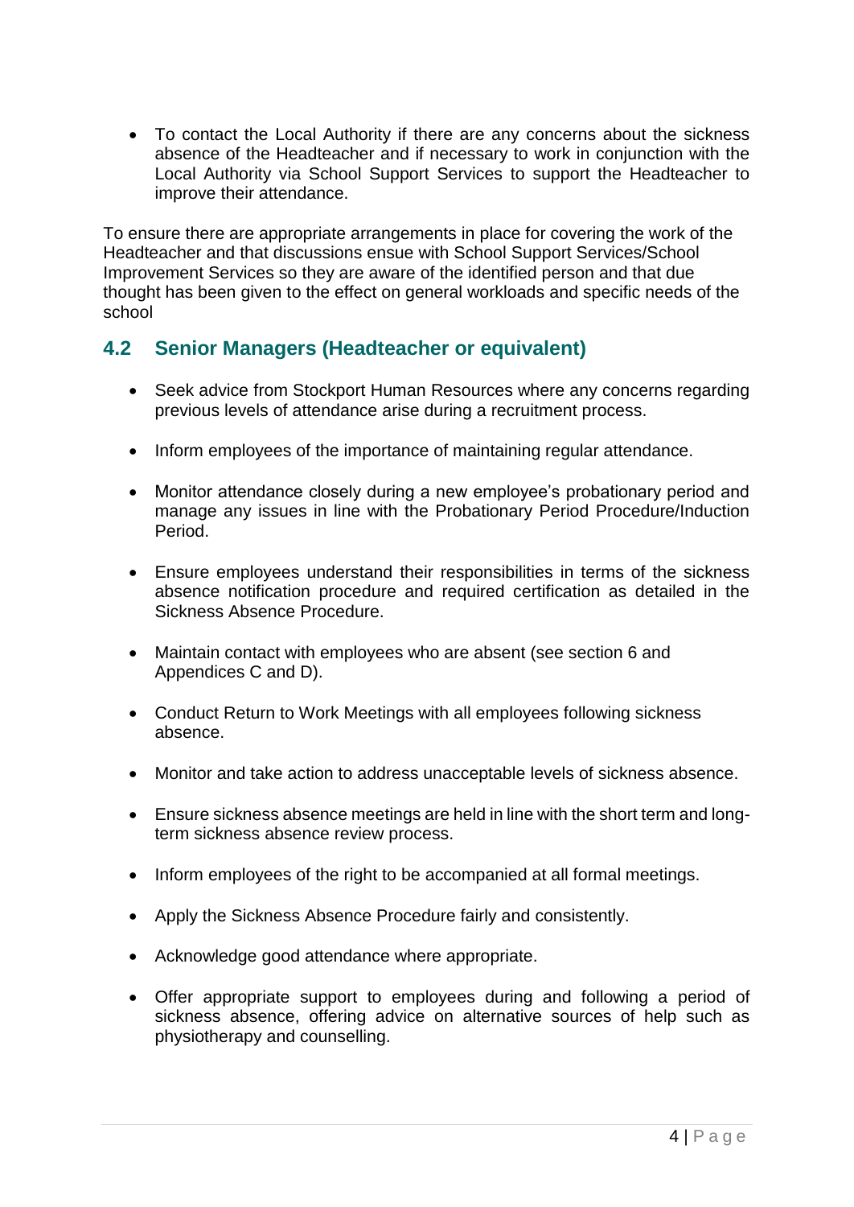- To contact the Local Authority if there are any concerns about the sickness absence of the Headteacher and if necessary to work in conjunction with the Local Authority via School Support Services to support the Headteacher to improve their attendance.

To ensure there are appropriate arrangements in place for covering the work of the Headteacher and that discussions ensue with School Support Services/School Improvement Services so they are aware of the identified person and that due thought has been given to the effect on general workloads and specific needs of the school

## 4.2 Senior Managers (Headteacher or equivalent)

- Seek advice from Stockport Human Resources where any concerns regarding previous levels of attendance arise during a recruitment process.
- Inform employees of the importance of maintaining regular attendance.
- Monitor attendance closely during a new employee's probationary period and manage any issues in line with the Probationary Period Procedure/Induction Period.
- Ensure employees understand their responsibilities in terms of the sickness absence notification procedure and required certification as detailed in the Sickness Absence Procedure.
- Maintain contact with employees who are absent (see section 6 and Appendices C and D).
- Conduct Return to Work Meetings with all employees following sickness absence.
- Monitor and take action to address unacceptable levels of sickness absence.
- Ensure sickness absence meetings are held in line with the short term and long-term sickness absence review process.
- Inform employees of the right to be accompanied at all formal meetings.
- Apply the Sickness Absence Procedure fairly and consistently.
- Acknowledge good attendance where appropriate.
- Offer appropriate support to employees during and following a period of sickness absence, offering advice on alternative sources of help such as physiotherapy and counselling.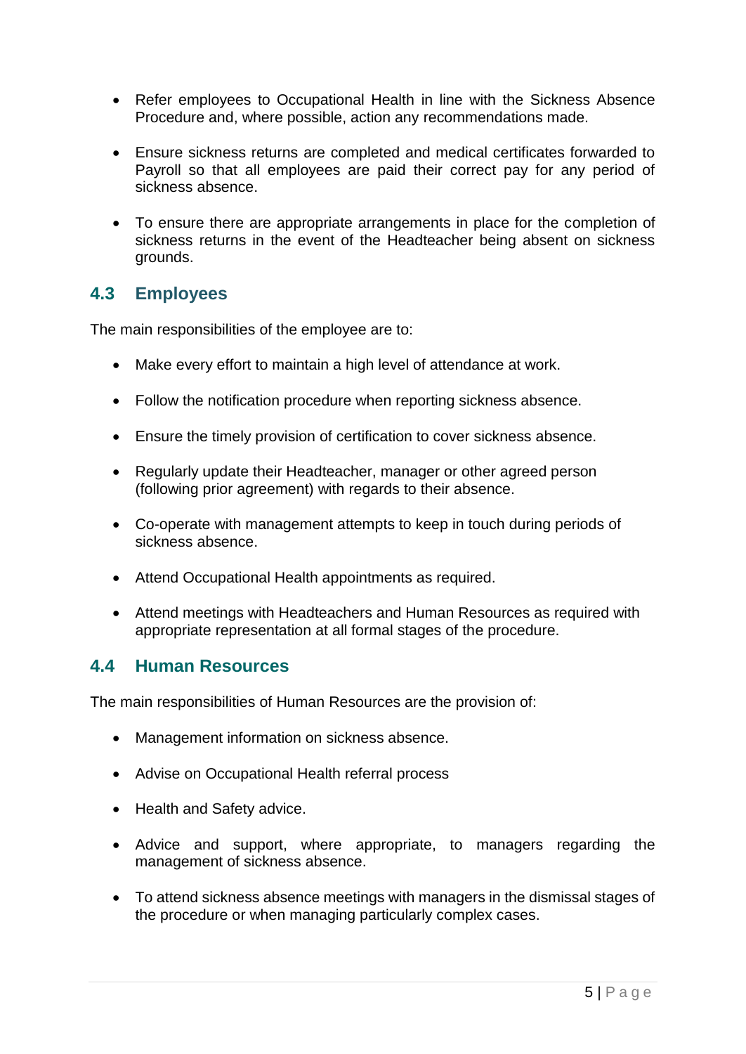- Refer employees to Occupational Health in line with the Sickness Absence Procedure and, where possible, action any recommendations made.

- Ensure sickness returns are completed and medical certificates forwarded to Payroll so that all employees are paid their correct pay for any period of sickness absence.

- To ensure there are appropriate arrangements in place for the completion of sickness returns in the event of the Headteacher being absent on sickness grounds.

## 4.3 Employees

The main responsibilities of the employee are to:

- Make every effort to maintain a high level of attendance at work.

- Follow the notification procedure when reporting sickness absence.

- Ensure the timely provision of certification to cover sickness absence.

- Regularly update their Headteacher, manager or other agreed person (following prior agreement) with regards to their absence.

- Co-operate with management attempts to keep in touch during periods of sickness absence.

- Attend Occupational Health appointments as required.

- Attend meetings with Headteachers and Human Resources as required with appropriate representation at all formal stages of the procedure.

## 4.4 Human Resources

The main responsibilities of Human Resources are the provision of:

- Management information on sickness absence.

- Advise on Occupational Health referral process

- Health and Safety advice.

- Advice and support, where appropriate, to managers regarding the management of sickness absence.

- To attend sickness absence meetings with managers in the dismissal stages of the procedure or when managing particularly complex cases.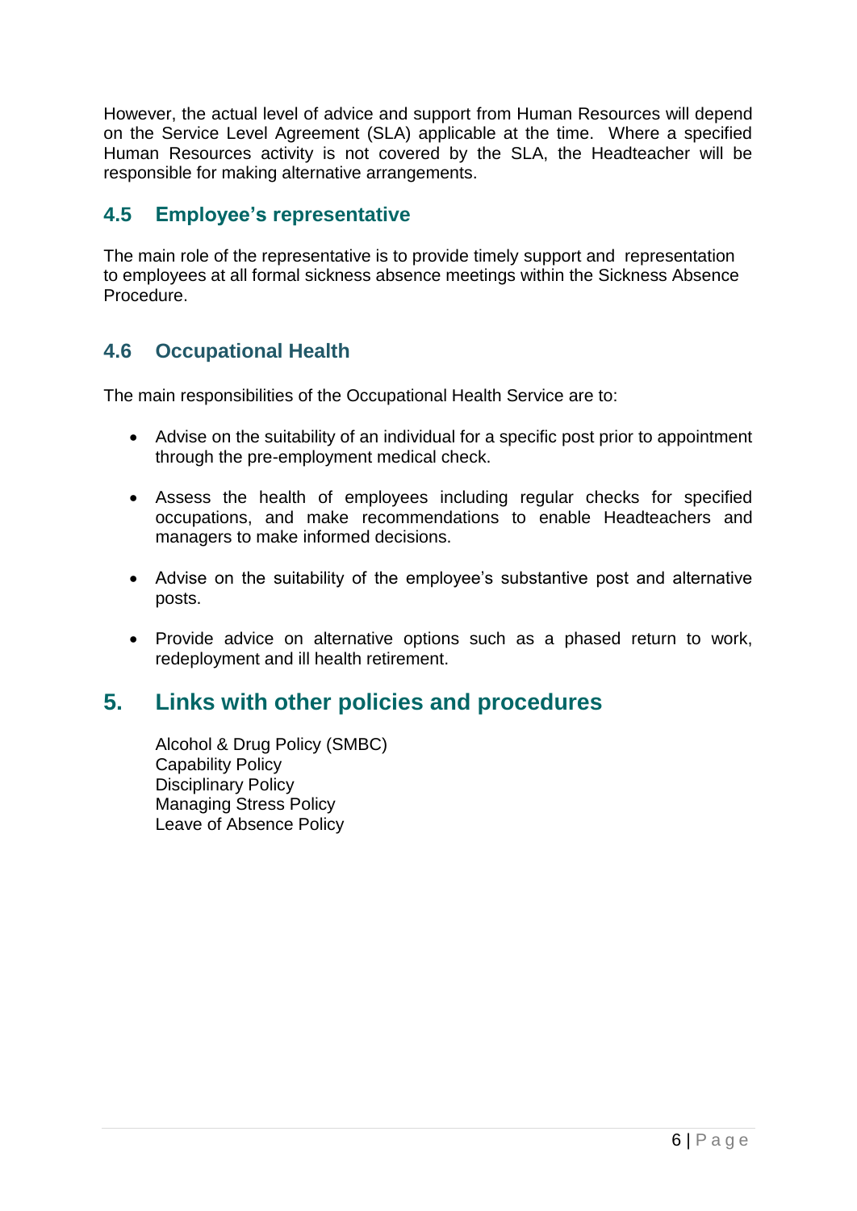However, the actual level of advice and support from Human Resources will depend on the Service Level Agreement (SLA) applicable at the time. Where a specified Human Resources activity is not covered by the SLA, the Headteacher will be responsible for making alternative arrangements.

### 4.5 Employee's representative

The main role of the representative is to provide timely support and representation to employees at all formal sickness absence meetings within the Sickness Absence Procedure.

### 4.6 Occupational Health

The main responsibilities of the Occupational Health Service are to:

- Advise on the suitability of an individual for a specific post prior to appointment through the pre-employment medical check.
- Assess the health of employees including regular checks for specified occupations, and make recommendations to enable Headteachers and managers to make informed decisions.
- Advise on the suitability of the employee's substantive post and alternative posts.
- Provide advice on alternative options such as a phased return to work, redeployment and ill health retirement.

## 5. Links with other policies and procedures

Alcohol & Drug Policy (SMBC)
Capability Policy
Disciplinary Policy
Managing Stress Policy
Leave of Absence Policy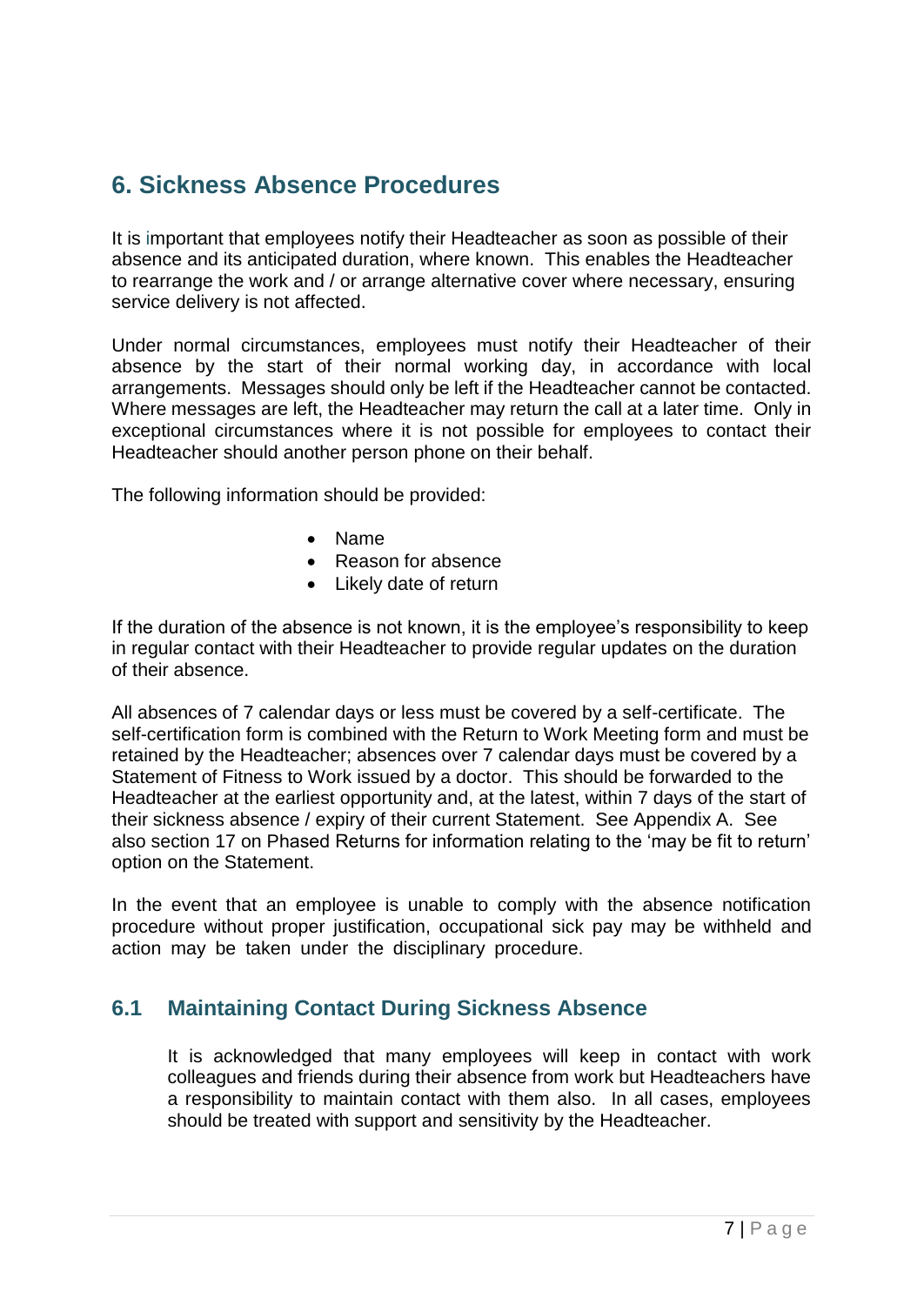## 6. Sickness Absence Procedures

It is important that employees notify their Headteacher as soon as possible of their absence and its anticipated duration, where known. This enables the Headteacher to rearrange the work and / or arrange alternative cover where necessary, ensuring service delivery is not affected.

Under normal circumstances, employees must notify their Headteacher of their absence by the start of their normal working day, in accordance with local arrangements. Messages should only be left if the Headteacher cannot be contacted. Where messages are left, the Headteacher may return the call at a later time. Only in exceptional circumstances where it is not possible for employees to contact their Headteacher should another person phone on their behalf.

The following information should be provided:

- Name
- Reason for absence
- Likely date of return

If the duration of the absence is not known, it is the employee's responsibility to keep in regular contact with their Headteacher to provide regular updates on the duration of their absence.

All absences of 7 calendar days or less must be covered by a self-certificate. The self-certification form is combined with the Return to Work Meeting form and must be retained by the Headteacher; absences over 7 calendar days must be covered by a Statement of Fitness to Work issued by a doctor. This should be forwarded to the Headteacher at the earliest opportunity and, at the latest, within 7 days of the start of their sickness absence / expiry of their current Statement. See Appendix A. See also section 17 on Phased Returns for information relating to the 'may be fit to return' option on the Statement.

In the event that an employee is unable to comply with the absence notification procedure without proper justification, occupational sick pay may be withheld and action may be taken under the disciplinary procedure.

### 6.1 Maintaining Contact During Sickness Absence

It is acknowledged that many employees will keep in contact with work colleagues and friends during their absence from work but Headteachers have a responsibility to maintain contact with them also. In all cases, employees should be treated with support and sensitivity by the Headteacher.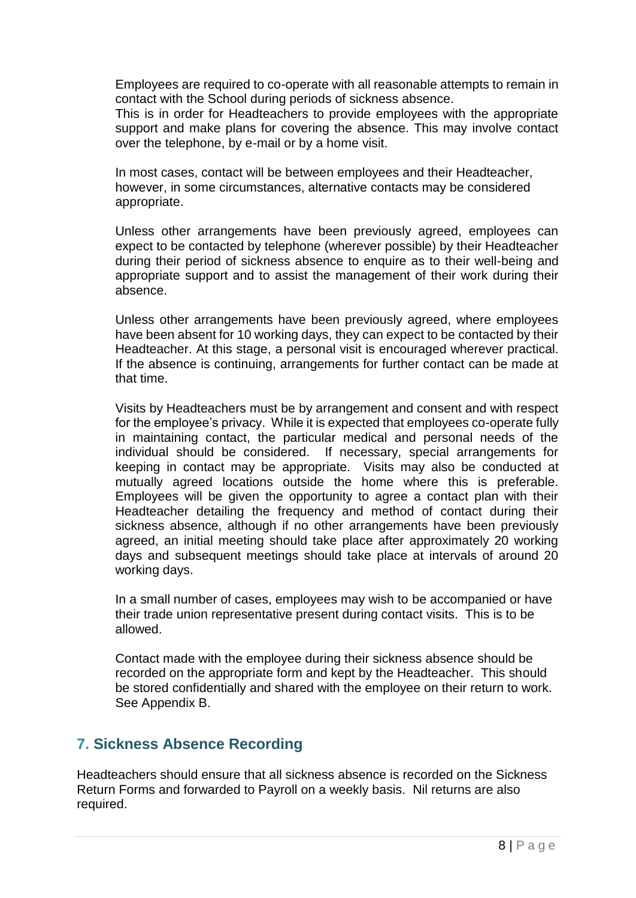Employees are required to co-operate with all reasonable attempts to remain in contact with the School during periods of sickness absence.
This is in order for Headteachers to provide employees with the appropriate support and make plans for covering the absence. This may involve contact over the telephone, by e-mail or by a home visit.

In most cases, contact will be between employees and their Headteacher, however, in some circumstances, alternative contacts may be considered appropriate.

Unless other arrangements have been previously agreed, employees can expect to be contacted by telephone (wherever possible) by their Headteacher during their period of sickness absence to enquire as to their well-being and appropriate support and to assist the management of their work during their absence.

Unless other arrangements have been previously agreed, where employees have been absent for 10 working days, they can expect to be contacted by their Headteacher. At this stage, a personal visit is encouraged wherever practical. If the absence is continuing, arrangements for further contact can be made at that time.

Visits by Headteachers must be by arrangement and consent and with respect for the employee's privacy. While it is expected that employees co-operate fully in maintaining contact, the particular medical and personal needs of the individual should be considered. If necessary, special arrangements for keeping in contact may be appropriate. Visits may also be conducted at mutually agreed locations outside the home where this is preferable. Employees will be given the opportunity to agree a contact plan with their Headteacher detailing the frequency and method of contact during their sickness absence, although if no other arrangements have been previously agreed, an initial meeting should take place after approximately 20 working days and subsequent meetings should take place at intervals of around 20 working days.

In a small number of cases, employees may wish to be accompanied or have their trade union representative present during contact visits. This is to be allowed.

Contact made with the employee during their sickness absence should be recorded on the appropriate form and kept by the Headteacher. This should be stored confidentially and shared with the employee on their return to work. See Appendix B.

## 7. Sickness Absence Recording

Headteachers should ensure that all sickness absence is recorded on the Sickness Return Forms and forwarded to Payroll on a weekly basis. Nil returns are also required.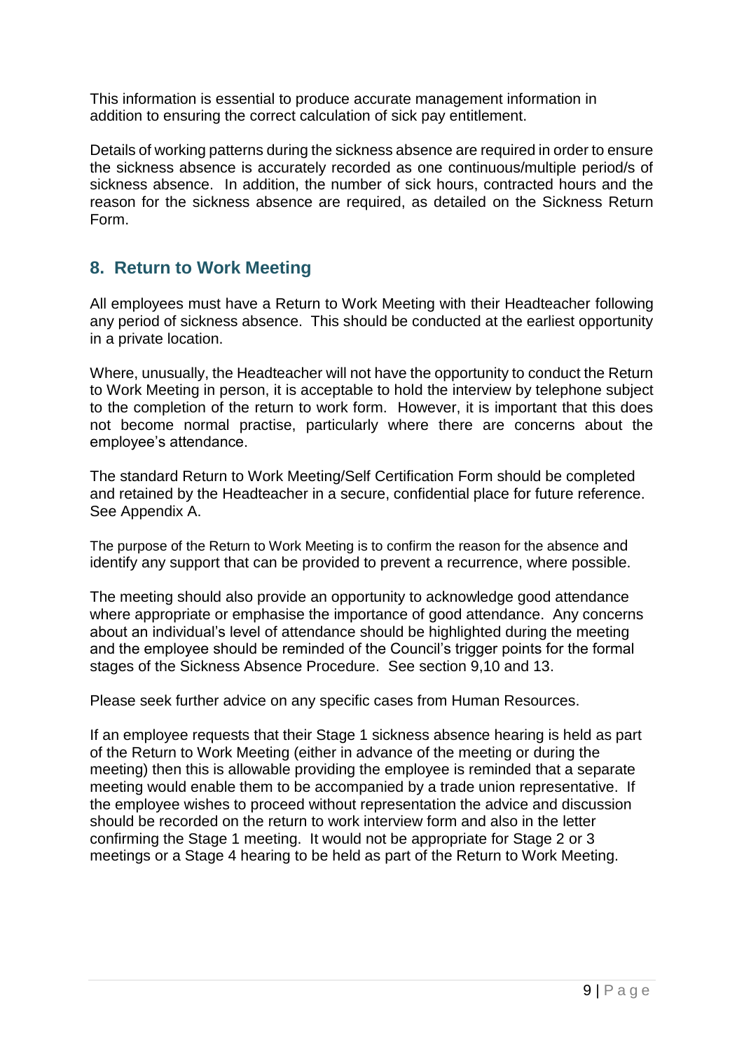This information is essential to produce accurate management information in addition to ensuring the correct calculation of sick pay entitlement.

Details of working patterns during the sickness absence are required in order to ensure the sickness absence is accurately recorded as one continuous/multiple period/s of sickness absence. In addition, the number of sick hours, contracted hours and the reason for the sickness absence are required, as detailed on the Sickness Return Form.

## 8. Return to Work Meeting

All employees must have a Return to Work Meeting with their Headteacher following any period of sickness absence. This should be conducted at the earliest opportunity in a private location.

Where, unusually, the Headteacher will not have the opportunity to conduct the Return to Work Meeting in person, it is acceptable to hold the interview by telephone subject to the completion of the return to work form. However, it is important that this does not become normal practise, particularly where there are concerns about the employee's attendance.

The standard Return to Work Meeting/Self Certification Form should be completed and retained by the Headteacher in a secure, confidential place for future reference. See Appendix A.

The purpose of the Return to Work Meeting is to confirm the reason for the absence and identify any support that can be provided to prevent a recurrence, where possible.

The meeting should also provide an opportunity to acknowledge good attendance where appropriate or emphasise the importance of good attendance. Any concerns about an individual's level of attendance should be highlighted during the meeting and the employee should be reminded of the Council's trigger points for the formal stages of the Sickness Absence Procedure. See section 9,10 and 13.

Please seek further advice on any specific cases from Human Resources.

If an employee requests that their Stage 1 sickness absence hearing is held as part of the Return to Work Meeting (either in advance of the meeting or during the meeting) then this is allowable providing the employee is reminded that a separate meeting would enable them to be accompanied by a trade union representative. If the employee wishes to proceed without representation the advice and discussion should be recorded on the return to work interview form and also in the letter confirming the Stage 1 meeting. It would not be appropriate for Stage 2 or 3 meetings or a Stage 4 hearing to be held as part of the Return to Work Meeting.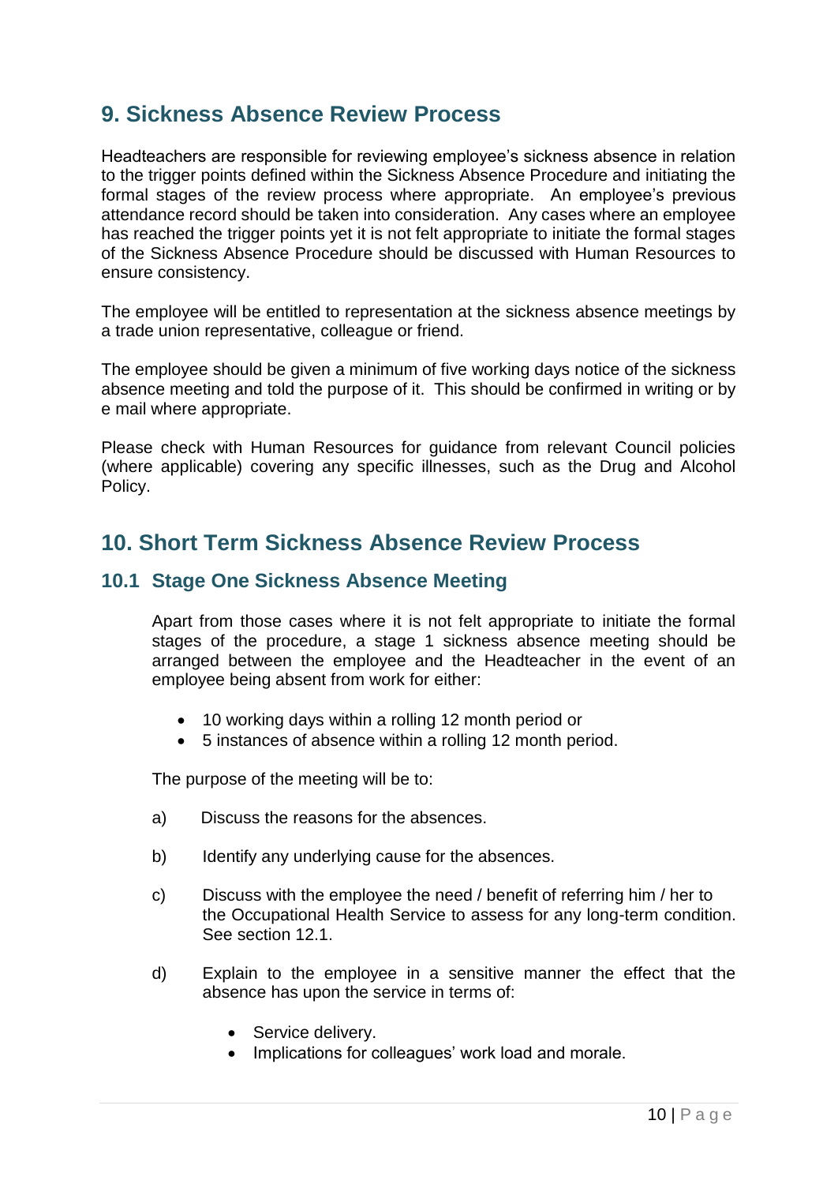## 9. Sickness Absence Review Process

Headteachers are responsible for reviewing employee's sickness absence in relation to the trigger points defined within the Sickness Absence Procedure and initiating the formal stages of the review process where appropriate. An employee's previous attendance record should be taken into consideration. Any cases where an employee has reached the trigger points yet it is not felt appropriate to initiate the formal stages of the Sickness Absence Procedure should be discussed with Human Resources to ensure consistency.

The employee will be entitled to representation at the sickness absence meetings by a trade union representative, colleague or friend.

The employee should be given a minimum of five working days notice of the sickness absence meeting and told the purpose of it. This should be confirmed in writing or by e mail where appropriate.

Please check with Human Resources for guidance from relevant Council policies (where applicable) covering any specific illnesses, such as the Drug and Alcohol Policy.

## 10. Short Term Sickness Absence Review Process

### 10.1 Stage One Sickness Absence Meeting

Apart from those cases where it is not felt appropriate to initiate the formal stages of the procedure, a stage 1 sickness absence meeting should be arranged between the employee and the Headteacher in the event of an employee being absent from work for either:

- 10 working days within a rolling 12 month period or
- 5 instances of absence within a rolling 12 month period.

The purpose of the meeting will be to:

a) Discuss the reasons for the absences.

b) Identify any underlying cause for the absences.

c) Discuss with the employee the need / benefit of referring him / her to the Occupational Health Service to assess for any long-term condition. See section 12.1.

d) Explain to the employee in a sensitive manner the effect that the absence has upon the service in terms of:

   - Service delivery.
   - Implications for colleagues' work load and morale.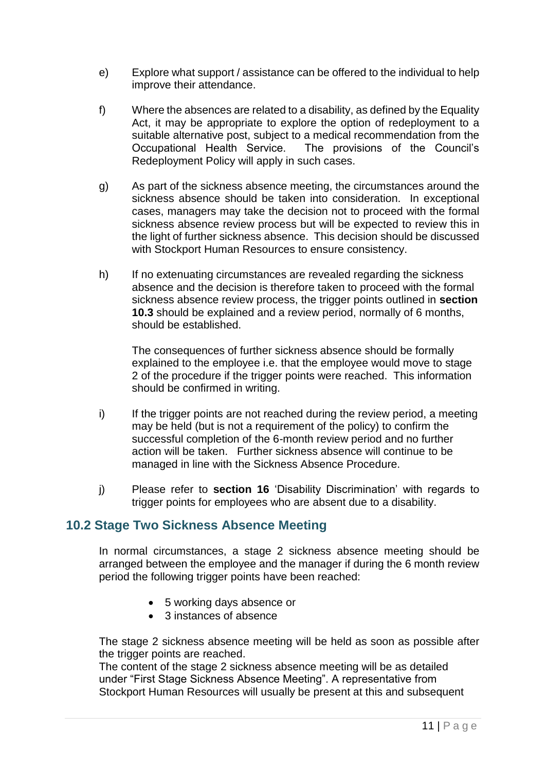e) Explore what support / assistance can be offered to the individual to help improve their attendance.

f) Where the absences are related to a disability, as defined by the Equality Act, it may be appropriate to explore the option of redeployment to a suitable alternative post, subject to a medical recommendation from the Occupational Health Service. The provisions of the Council's Redeployment Policy will apply in such cases.

g) As part of the sickness absence meeting, the circumstances around the sickness absence should be taken into consideration. In exceptional cases, managers may take the decision not to proceed with the formal sickness absence review process but will be expected to review this in the light of further sickness absence. This decision should be discussed with Stockport Human Resources to ensure consistency.

h) If no extenuating circumstances are revealed regarding the sickness absence and the decision is therefore taken to proceed with the formal sickness absence review process, the trigger points outlined in **section 10.3** should be explained and a review period, normally of 6 months, should be established.

   The consequences of further sickness absence should be formally explained to the employee i.e. that the employee would move to stage 2 of the procedure if the trigger points were reached. This information should be confirmed in writing.

i) If the trigger points are not reached during the review period, a meeting may be held (but is not a requirement of the policy) to confirm the successful completion of the 6-month review period and no further action will be taken. Further sickness absence will continue to be managed in line with the Sickness Absence Procedure.

j) Please refer to **section 16** 'Disability Discrimination' with regards to trigger points for employees who are absent due to a disability.

## 10.2 Stage Two Sickness Absence Meeting

In normal circumstances, a stage 2 sickness absence meeting should be arranged between the employee and the manager if during the 6 month review period the following trigger points have been reached:

- 5 working days absence or
- 3 instances of absence

The stage 2 sickness absence meeting will be held as soon as possible after the trigger points are reached.
The content of the stage 2 sickness absence meeting will be as detailed under "First Stage Sickness Absence Meeting". A representative from Stockport Human Resources will usually be present at this and subsequent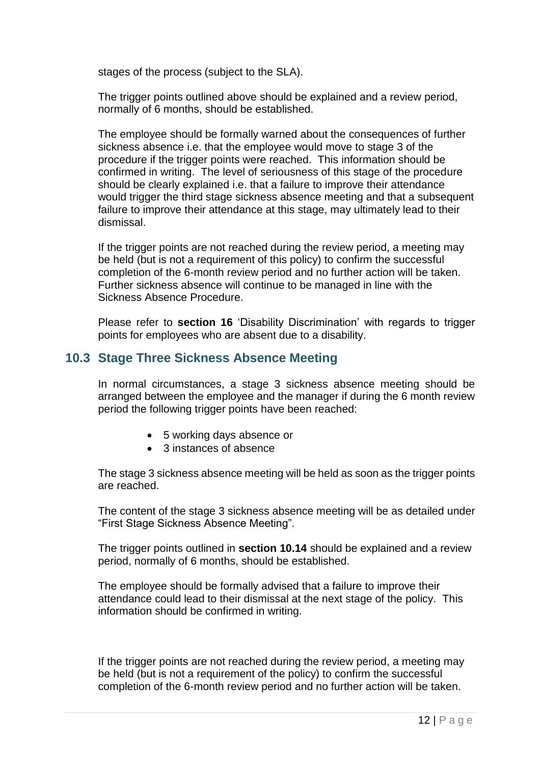stages of the process (subject to the SLA).

The trigger points outlined above should be explained and a review period, normally of 6 months, should be established.

The employee should be formally warned about the consequences of further sickness absence i.e. that the employee would move to stage 3 of the procedure if the trigger points were reached. This information should be confirmed in writing. The level of seriousness of this stage of the procedure should be clearly explained i.e. that a failure to improve their attendance would trigger the third stage sickness absence meeting and that a subsequent failure to improve their attendance at this stage, may ultimately lead to their dismissal.

If the trigger points are not reached during the review period, a meeting may be held (but is not a requirement of this policy) to confirm the successful completion of the 6-month review period and no further action will be taken. Further sickness absence will continue to be managed in line with the Sickness Absence Procedure.

Please refer to **section 16** 'Disability Discrimination' with regards to trigger points for employees who are absent due to a disability.

## 10.3 Stage Three Sickness Absence Meeting

In normal circumstances, a stage 3 sickness absence meeting should be arranged between the employee and the manager if during the 6 month review period the following trigger points have been reached:

- 5 working days absence or
- 3 instances of absence

The stage 3 sickness absence meeting will be held as soon as the trigger points are reached.

The content of the stage 3 sickness absence meeting will be as detailed under "First Stage Sickness Absence Meeting".

The trigger points outlined in **section 10.14** should be explained and a review period, normally of 6 months, should be established.

The employee should be formally advised that a failure to improve their attendance could lead to their dismissal at the next stage of the policy. This information should be confirmed in writing.

If the trigger points are not reached during the review period, a meeting may be held (but is not a requirement of the policy) to confirm the successful completion of the 6-month review period and no further action will be taken.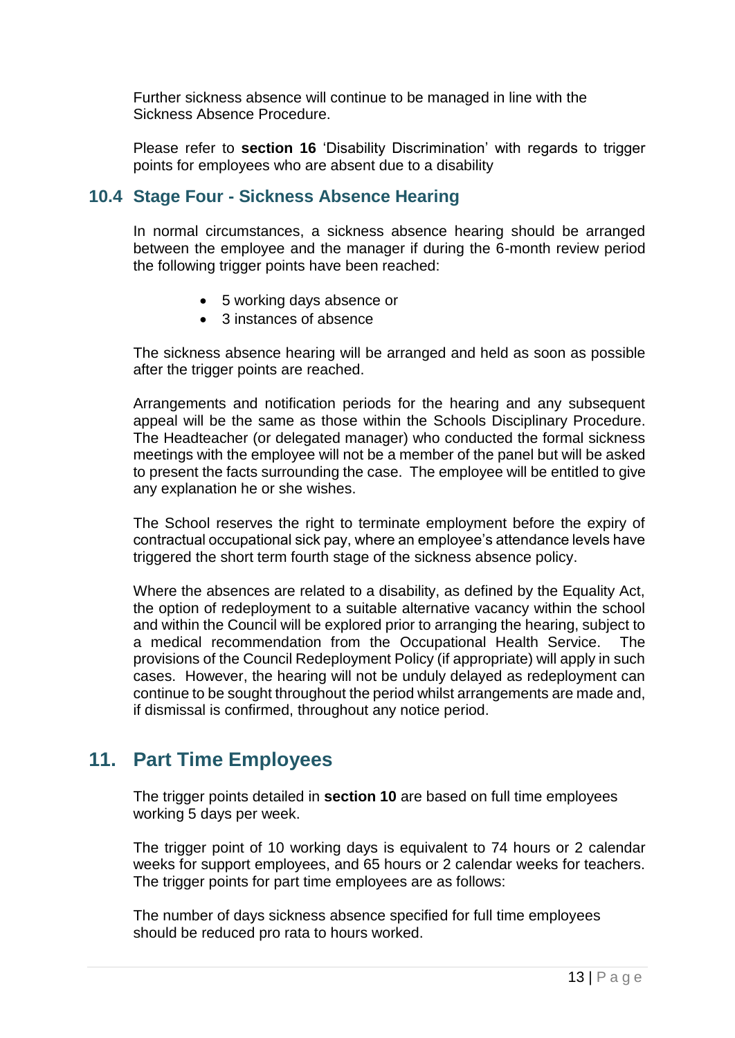Further sickness absence will continue to be managed in line with the Sickness Absence Procedure.

Please refer to **section 16** ‘Disability Discrimination’ with regards to trigger points for employees who are absent due to a disability

### 10.4 Stage Four - Sickness Absence Hearing

In normal circumstances, a sickness absence hearing should be arranged between the employee and the manager if during the 6-month review period the following trigger points have been reached:

- 5 working days absence or
- 3 instances of absence

The sickness absence hearing will be arranged and held as soon as possible after the trigger points are reached.

Arrangements and notification periods for the hearing and any subsequent appeal will be the same as those within the Schools Disciplinary Procedure. The Headteacher (or delegated manager) who conducted the formal sickness meetings with the employee will not be a member of the panel but will be asked to present the facts surrounding the case. The employee will be entitled to give any explanation he or she wishes.

The School reserves the right to terminate employment before the expiry of contractual occupational sick pay, where an employee’s attendance levels have triggered the short term fourth stage of the sickness absence policy.

Where the absences are related to a disability, as defined by the Equality Act, the option of redeployment to a suitable alternative vacancy within the school and within the Council will be explored prior to arranging the hearing, subject to a medical recommendation from the Occupational Health Service. The provisions of the Council Redeployment Policy (if appropriate) will apply in such cases. However, the hearing will not be unduly delayed as redeployment can continue to be sought throughout the period whilst arrangements are made and, if dismissal is confirmed, throughout any notice period.

## 11. Part Time Employees

The trigger points detailed in **section 10** are based on full time employees working 5 days per week.

The trigger point of 10 working days is equivalent to 74 hours or 2 calendar weeks for support employees, and 65 hours or 2 calendar weeks for teachers. The trigger points for part time employees are as follows:

The number of days sickness absence specified for full time employees should be reduced pro rata to hours worked.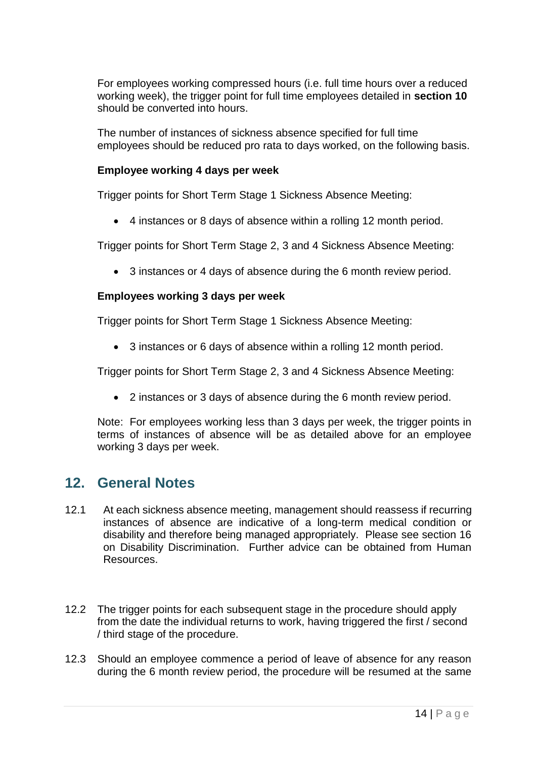For employees working compressed hours (i.e. full time hours over a reduced working week), the trigger point for full time employees detailed in **section 10** should be converted into hours.

The number of instances of sickness absence specified for full time employees should be reduced pro rata to days worked, on the following basis.

**Employee working 4 days per week**

Trigger points for Short Term Stage 1 Sickness Absence Meeting:

- 4 instances or 8 days of absence within a rolling 12 month period.

Trigger points for Short Term Stage 2, 3 and 4 Sickness Absence Meeting:

- 3 instances or 4 days of absence during the 6 month review period.

**Employees working 3 days per week**

Trigger points for Short Term Stage 1 Sickness Absence Meeting:

- 3 instances or 6 days of absence within a rolling 12 month period.

Trigger points for Short Term Stage 2, 3 and 4 Sickness Absence Meeting:

- 2 instances or 3 days of absence during the 6 month review period.

Note: For employees working less than 3 days per week, the trigger points in terms of instances of absence will be as detailed above for an employee working 3 days per week.

## 12. General Notes

12.1 At each sickness absence meeting, management should reassess if recurring instances of absence are indicative of a long-term medical condition or disability and therefore being managed appropriately. Please see section 16 on Disability Discrimination. Further advice can be obtained from Human Resources.

12.2 The trigger points for each subsequent stage in the procedure should apply from the date the individual returns to work, having triggered the first / second / third stage of the procedure.

12.3 Should an employee commence a period of leave of absence for any reason during the 6 month review period, the procedure will be resumed at the same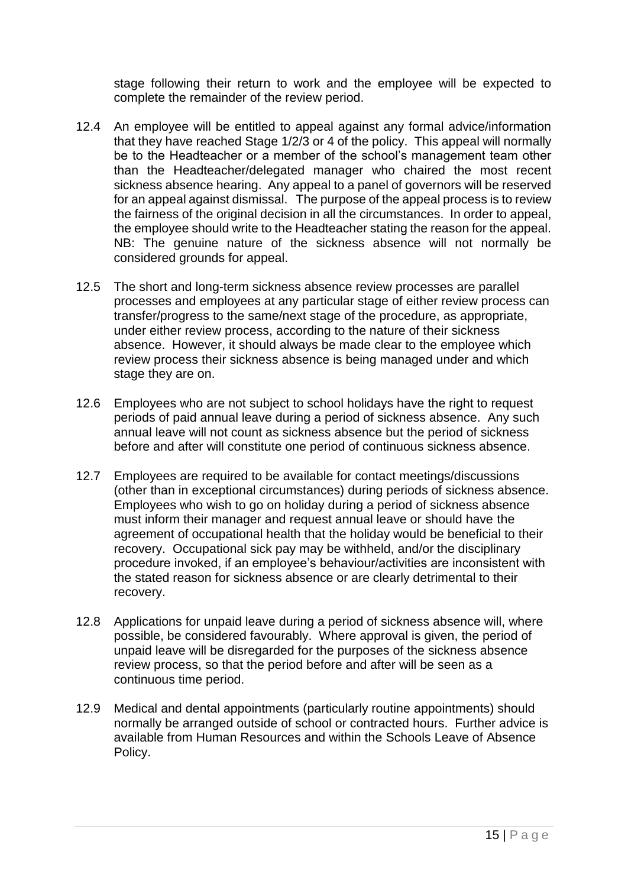stage following their return to work and the employee will be expected to complete the remainder of the review period.

12.4 An employee will be entitled to appeal against any formal advice/information that they have reached Stage 1/2/3 or 4 of the policy. This appeal will normally be to the Headteacher or a member of the school's management team other than the Headteacher/delegated manager who chaired the most recent sickness absence hearing. Any appeal to a panel of governors will be reserved for an appeal against dismissal. The purpose of the appeal process is to review the fairness of the original decision in all the circumstances. In order to appeal, the employee should write to the Headteacher stating the reason for the appeal. NB: The genuine nature of the sickness absence will not normally be considered grounds for appeal.

12.5 The short and long-term sickness absence review processes are parallel processes and employees at any particular stage of either review process can transfer/progress to the same/next stage of the procedure, as appropriate, under either review process, according to the nature of their sickness absence. However, it should always be made clear to the employee which review process their sickness absence is being managed under and which stage they are on.

12.6 Employees who are not subject to school holidays have the right to request periods of paid annual leave during a period of sickness absence. Any such annual leave will not count as sickness absence but the period of sickness before and after will constitute one period of continuous sickness absence.

12.7 Employees are required to be available for contact meetings/discussions (other than in exceptional circumstances) during periods of sickness absence. Employees who wish to go on holiday during a period of sickness absence must inform their manager and request annual leave or should have the agreement of occupational health that the holiday would be beneficial to their recovery. Occupational sick pay may be withheld, and/or the disciplinary procedure invoked, if an employee's behaviour/activities are inconsistent with the stated reason for sickness absence or are clearly detrimental to their recovery.

12.8 Applications for unpaid leave during a period of sickness absence will, where possible, be considered favourably. Where approval is given, the period of unpaid leave will be disregarded for the purposes of the sickness absence review process, so that the period before and after will be seen as a continuous time period.

12.9 Medical and dental appointments (particularly routine appointments) should normally be arranged outside of school or contracted hours. Further advice is available from Human Resources and within the Schools Leave of Absence Policy.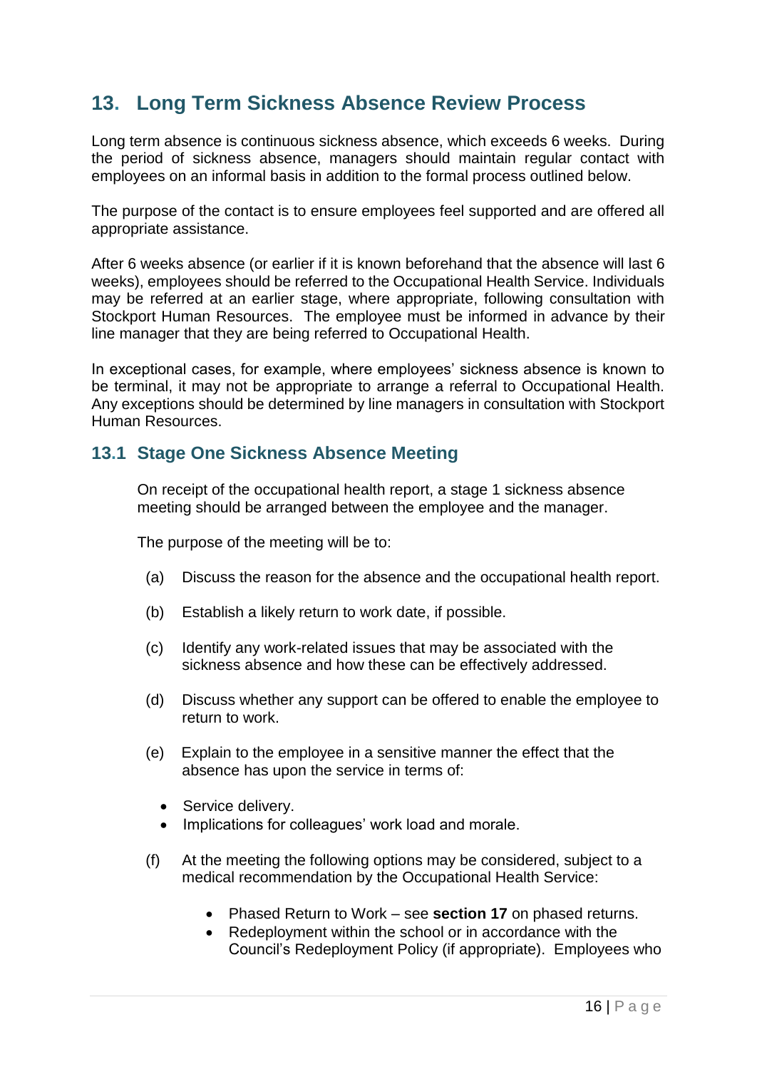## 13. Long Term Sickness Absence Review Process

Long term absence is continuous sickness absence, which exceeds 6 weeks. During the period of sickness absence, managers should maintain regular contact with employees on an informal basis in addition to the formal process outlined below.

The purpose of the contact is to ensure employees feel supported and are offered all appropriate assistance.

After 6 weeks absence (or earlier if it is known beforehand that the absence will last 6 weeks), employees should be referred to the Occupational Health Service. Individuals may be referred at an earlier stage, where appropriate, following consultation with Stockport Human Resources. The employee must be informed in advance by their line manager that they are being referred to Occupational Health.

In exceptional cases, for example, where employees' sickness absence is known to be terminal, it may not be appropriate to arrange a referral to Occupational Health. Any exceptions should be determined by line managers in consultation with Stockport Human Resources.

### 13.1 Stage One Sickness Absence Meeting

On receipt of the occupational health report, a stage 1 sickness absence meeting should be arranged between the employee and the manager.

The purpose of the meeting will be to:

(a) Discuss the reason for the absence and the occupational health report.

(b) Establish a likely return to work date, if possible.

(c) Identify any work-related issues that may be associated with the sickness absence and how these can be effectively addressed.

(d) Discuss whether any support can be offered to enable the employee to return to work.

(e) Explain to the employee in a sensitive manner the effect that the absence has upon the service in terms of:

- Service delivery.
- Implications for colleagues' work load and morale.

(f) At the meeting the following options may be considered, subject to a medical recommendation by the Occupational Health Service:

- Phased Return to Work – see **section 17** on phased returns.
- Redeployment within the school or in accordance with the Council's Redeployment Policy (if appropriate). Employees who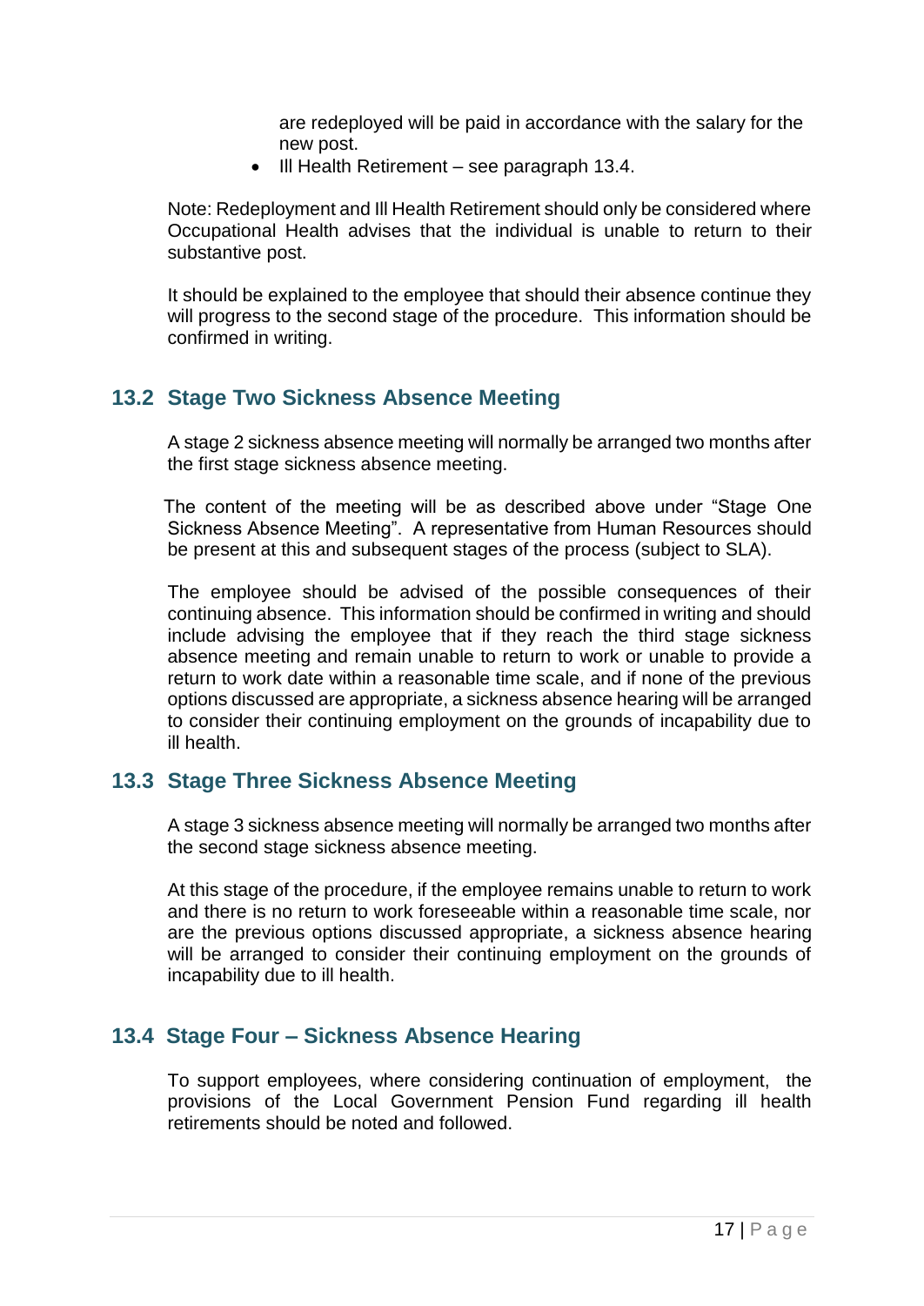are redeployed will be paid in accordance with the salary for the new post.

- Ill Health Retirement – see paragraph 13.4.

Note: Redeployment and Ill Health Retirement should only be considered where Occupational Health advises that the individual is unable to return to their substantive post.

It should be explained to the employee that should their absence continue they will progress to the second stage of the procedure. This information should be confirmed in writing.

## 13.2 Stage Two Sickness Absence Meeting

A stage 2 sickness absence meeting will normally be arranged two months after the first stage sickness absence meeting.

The content of the meeting will be as described above under "Stage One Sickness Absence Meeting". A representative from Human Resources should be present at this and subsequent stages of the process (subject to SLA).

The employee should be advised of the possible consequences of their continuing absence. This information should be confirmed in writing and should include advising the employee that if they reach the third stage sickness absence meeting and remain unable to return to work or unable to provide a return to work date within a reasonable time scale, and if none of the previous options discussed are appropriate, a sickness absence hearing will be arranged to consider their continuing employment on the grounds of incapability due to ill health.

## 13.3 Stage Three Sickness Absence Meeting

A stage 3 sickness absence meeting will normally be arranged two months after the second stage sickness absence meeting.

At this stage of the procedure, if the employee remains unable to return to work and there is no return to work foreseeable within a reasonable time scale, nor are the previous options discussed appropriate, a sickness absence hearing will be arranged to consider their continuing employment on the grounds of incapability due to ill health.

## 13.4 Stage Four – Sickness Absence Hearing

To support employees, where considering continuation of employment, the provisions of the Local Government Pension Fund regarding ill health retirements should be noted and followed.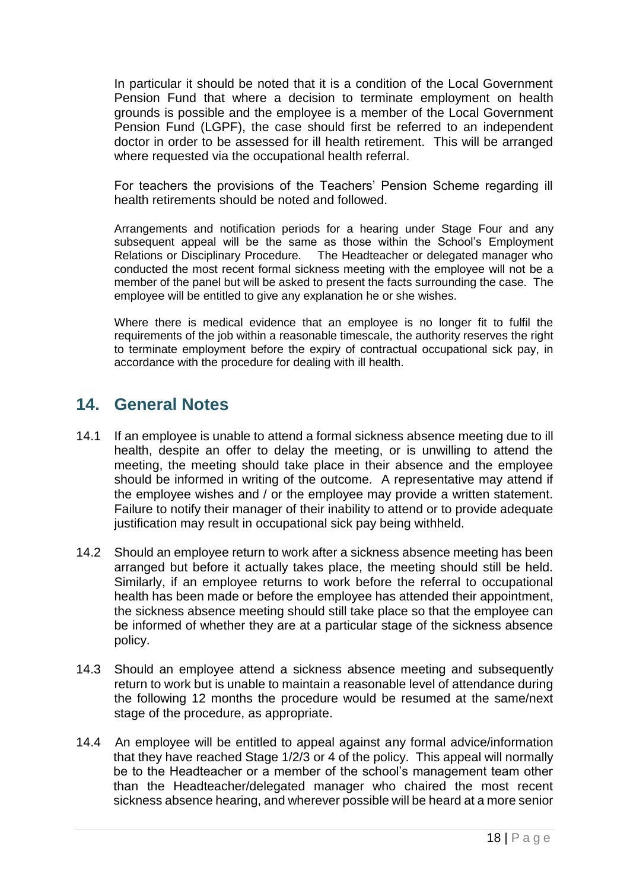In particular it should be noted that it is a condition of the Local Government Pension Fund that where a decision to terminate employment on health grounds is possible and the employee is a member of the Local Government Pension Fund (LGPF), the case should first be referred to an independent doctor in order to be assessed for ill health retirement. This will be arranged where requested via the occupational health referral.

For teachers the provisions of the Teachers' Pension Scheme regarding ill health retirements should be noted and followed.

Arrangements and notification periods for a hearing under Stage Four and any subsequent appeal will be the same as those within the School's Employment Relations or Disciplinary Procedure. The Headteacher or delegated manager who conducted the most recent formal sickness meeting with the employee will not be a member of the panel but will be asked to present the facts surrounding the case. The employee will be entitled to give any explanation he or she wishes.

Where there is medical evidence that an employee is no longer fit to fulfil the requirements of the job within a reasonable timescale, the authority reserves the right to terminate employment before the expiry of contractual occupational sick pay, in accordance with the procedure for dealing with ill health.

## 14. General Notes

14.1 If an employee is unable to attend a formal sickness absence meeting due to ill health, despite an offer to delay the meeting, or is unwilling to attend the meeting, the meeting should take place in their absence and the employee should be informed in writing of the outcome. A representative may attend if the employee wishes and / or the employee may provide a written statement. Failure to notify their manager of their inability to attend or to provide adequate justification may result in occupational sick pay being withheld.

14.2 Should an employee return to work after a sickness absence meeting has been arranged but before it actually takes place, the meeting should still be held. Similarly, if an employee returns to work before the referral to occupational health has been made or before the employee has attended their appointment, the sickness absence meeting should still take place so that the employee can be informed of whether they are at a particular stage of the sickness absence policy.

14.3 Should an employee attend a sickness absence meeting and subsequently return to work but is unable to maintain a reasonable level of attendance during the following 12 months the procedure would be resumed at the same/next stage of the procedure, as appropriate.

14.4 An employee will be entitled to appeal against any formal advice/information that they have reached Stage 1/2/3 or 4 of the policy. This appeal will normally be to the Headteacher or a member of the school's management team other than the Headteacher/delegated manager who chaired the most recent sickness absence hearing, and wherever possible will be heard at a more senior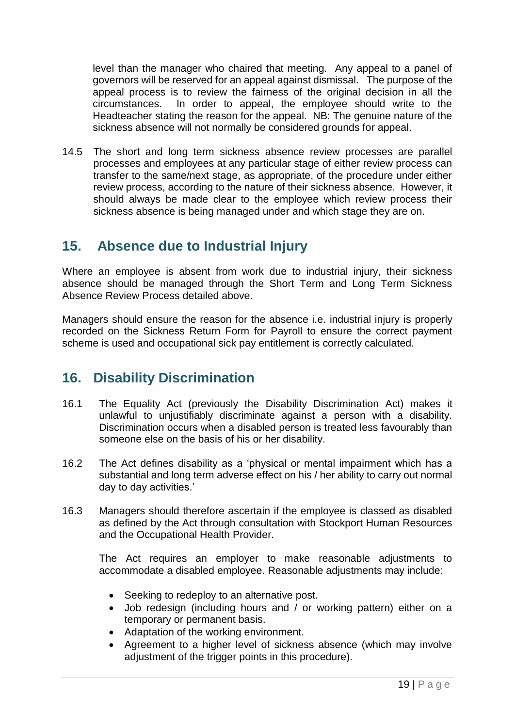level than the manager who chaired that meeting. Any appeal to a panel of governors will be reserved for an appeal against dismissal. The purpose of the appeal process is to review the fairness of the original decision in all the circumstances. In order to appeal, the employee should write to the Headteacher stating the reason for the appeal. NB: The genuine nature of the sickness absence will not normally be considered grounds for appeal.

14.5 The short and long term sickness absence review processes are parallel processes and employees at any particular stage of either review process can transfer to the same/next stage, as appropriate, of the procedure under either review process, according to the nature of their sickness absence. However, it should always be made clear to the employee which review process their sickness absence is being managed under and which stage they are on.

## 15. Absence due to Industrial Injury

Where an employee is absent from work due to industrial injury, their sickness absence should be managed through the Short Term and Long Term Sickness Absence Review Process detailed above.

Managers should ensure the reason for the absence i.e. industrial injury is properly recorded on the Sickness Return Form for Payroll to ensure the correct payment scheme is used and occupational sick pay entitlement is correctly calculated.

## 16. Disability Discrimination

16.1 The Equality Act (previously the Disability Discrimination Act) makes it unlawful to unjustifiably discriminate against a person with a disability. Discrimination occurs when a disabled person is treated less favourably than someone else on the basis of his or her disability.

16.2 The Act defines disability as a 'physical or mental impairment which has a substantial and long term adverse effect on his / her ability to carry out normal day to day activities.'

16.3 Managers should therefore ascertain if the employee is classed as disabled as defined by the Act through consultation with Stockport Human Resources and the Occupational Health Provider.

The Act requires an employer to make reasonable adjustments to accommodate a disabled employee. Reasonable adjustments may include:

- Seeking to redeploy to an alternative post.
- Job redesign (including hours and / or working pattern) either on a temporary or permanent basis.
- Adaptation of the working environment.
- Agreement to a higher level of sickness absence (which may involve adjustment of the trigger points in this procedure).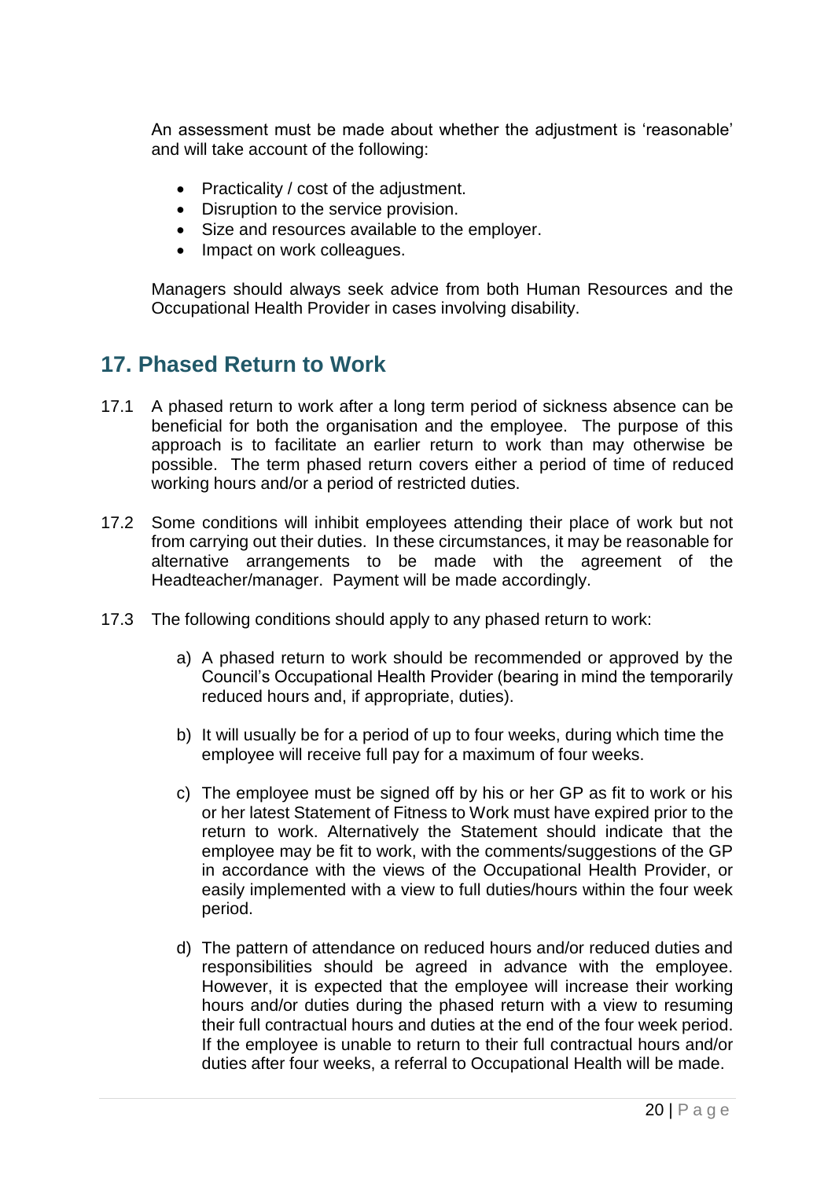An assessment must be made about whether the adjustment is 'reasonable' and will take account of the following:

- Practicality / cost of the adjustment.
- Disruption to the service provision.
- Size and resources available to the employer.
- Impact on work colleagues.

Managers should always seek advice from both Human Resources and the Occupational Health Provider in cases involving disability.

## 17. Phased Return to Work

17.1 A phased return to work after a long term period of sickness absence can be beneficial for both the organisation and the employee. The purpose of this approach is to facilitate an earlier return to work than may otherwise be possible. The term phased return covers either a period of time of reduced working hours and/or a period of restricted duties.

17.2 Some conditions will inhibit employees attending their place of work but not from carrying out their duties. In these circumstances, it may be reasonable for alternative arrangements to be made with the agreement of the Headteacher/manager. Payment will be made accordingly.

17.3 The following conditions should apply to any phased return to work:

a) A phased return to work should be recommended or approved by the Council's Occupational Health Provider (bearing in mind the temporarily reduced hours and, if appropriate, duties).

b) It will usually be for a period of up to four weeks, during which time the employee will receive full pay for a maximum of four weeks.

c) The employee must be signed off by his or her GP as fit to work or his or her latest Statement of Fitness to Work must have expired prior to the return to work. Alternatively the Statement should indicate that the employee may be fit to work, with the comments/suggestions of the GP in accordance with the views of the Occupational Health Provider, or easily implemented with a view to full duties/hours within the four week period.

d) The pattern of attendance on reduced hours and/or reduced duties and responsibilities should be agreed in advance with the employee. However, it is expected that the employee will increase their working hours and/or duties during the phased return with a view to resuming their full contractual hours and duties at the end of the four week period. If the employee is unable to return to their full contractual hours and/or duties after four weeks, a referral to Occupational Health will be made.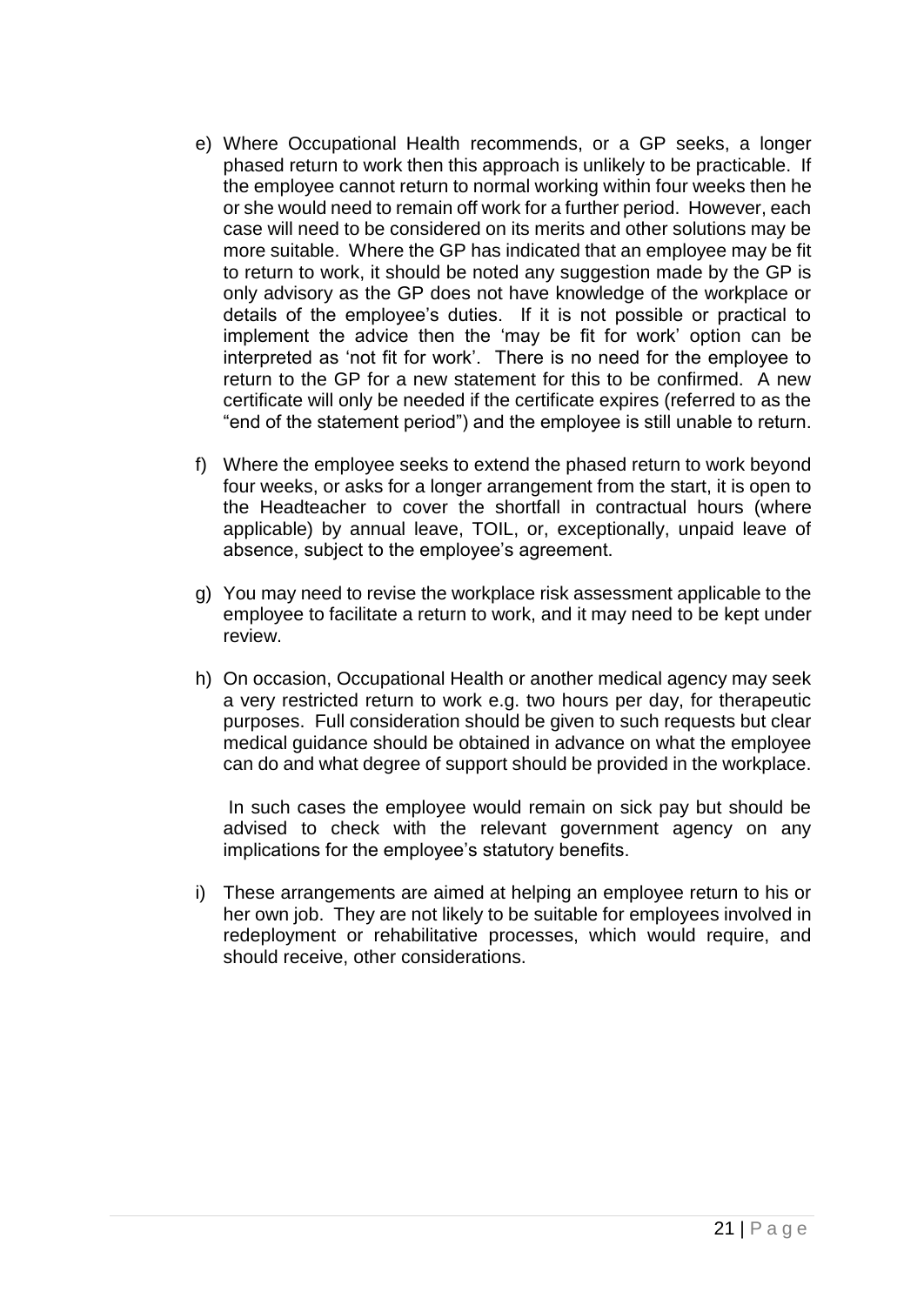e) Where Occupational Health recommends, or a GP seeks, a longer phased return to work then this approach is unlikely to be practicable. If the employee cannot return to normal working within four weeks then he or she would need to remain off work for a further period. However, each case will need to be considered on its merits and other solutions may be more suitable. Where the GP has indicated that an employee may be fit to return to work, it should be noted any suggestion made by the GP is only advisory as the GP does not have knowledge of the workplace or details of the employee's duties. If it is not possible or practical to implement the advice then the 'may be fit for work' option can be interpreted as 'not fit for work'. There is no need for the employee to return to the GP for a new statement for this to be confirmed. A new certificate will only be needed if the certificate expires (referred to as the "end of the statement period") and the employee is still unable to return.

f) Where the employee seeks to extend the phased return to work beyond four weeks, or asks for a longer arrangement from the start, it is open to the Headteacher to cover the shortfall in contractual hours (where applicable) by annual leave, TOIL, or, exceptionally, unpaid leave of absence, subject to the employee's agreement.

g) You may need to revise the workplace risk assessment applicable to the employee to facilitate a return to work, and it may need to be kept under review.

h) On occasion, Occupational Health or another medical agency may seek a very restricted return to work e.g. two hours per day, for therapeutic purposes. Full consideration should be given to such requests but clear medical guidance should be obtained in advance on what the employee can do and what degree of support should be provided in the workplace.

   In such cases the employee would remain on sick pay but should be advised to check with the relevant government agency on any implications for the employee's statutory benefits.

i) These arrangements are aimed at helping an employee return to his or her own job. They are not likely to be suitable for employees involved in redeployment or rehabilitative processes, which would require, and should receive, other considerations.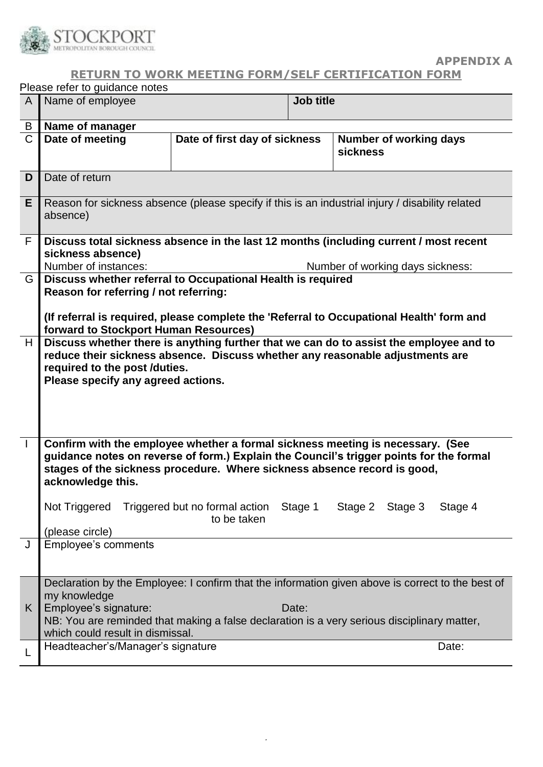STOCKPORT
METROPOLITAN BOROUGH COUNCIL

**APPENDIX A**

**RETURN TO WORK MEETING FORM/SELF CERTIFICATION FORM**

Please refer to guidance notes

| | | | |
|---|---|---|---|
| A | Name of employee | **Job title** | |
| B | **Name of manager** | | |
| C | **Date of meeting** | **Date of first day of sickness** | **Number of working days sickness** |
| **D** | Date of return | | |
| **E** | Reason for sickness absence (please specify if this is an industrial injury / disability related absence) | | |
| F | **Discuss total sickness absence in the last 12 months (including current / most recent sickness absence)**<br>Number of instances: Number of working days sickness: | | |
| G | **Discuss whether referral to Occupational Health is required**<br>**Reason for referring / not referring:**<br><br>**(If referral is required, please complete the 'Referral to Occupational Health' form and forward to Stockport Human Resources)** | | |
| H | **Discuss whether there is anything further that we can do to assist the employee and to reduce their sickness absence. Discuss whether any reasonable adjustments are required to the post /duties.**<br>**Please specify any agreed actions.** | | |
| I | **Confirm with the employee whether a formal sickness meeting is necessary. (See guidance notes on reverse of form.) Explain the Council's trigger points for the formal stages of the sickness procedure. Where sickness absence record is good, acknowledge this.**<br><br>Not Triggered Triggered but no formal action to be taken Stage 1 Stage 2 Stage 3 Stage 4<br>(please circle) | | |
| J | Employee's comments | | |
| K | Declaration by the Employee: I confirm that the information given above is correct to the best of my knowledge<br>Employee's signature: Date:<br>NB: You are reminded that making a false declaration is a very serious disciplinary matter, which could result in dismissal. | | |
| L | Headteacher's/Manager's signature Date: | | |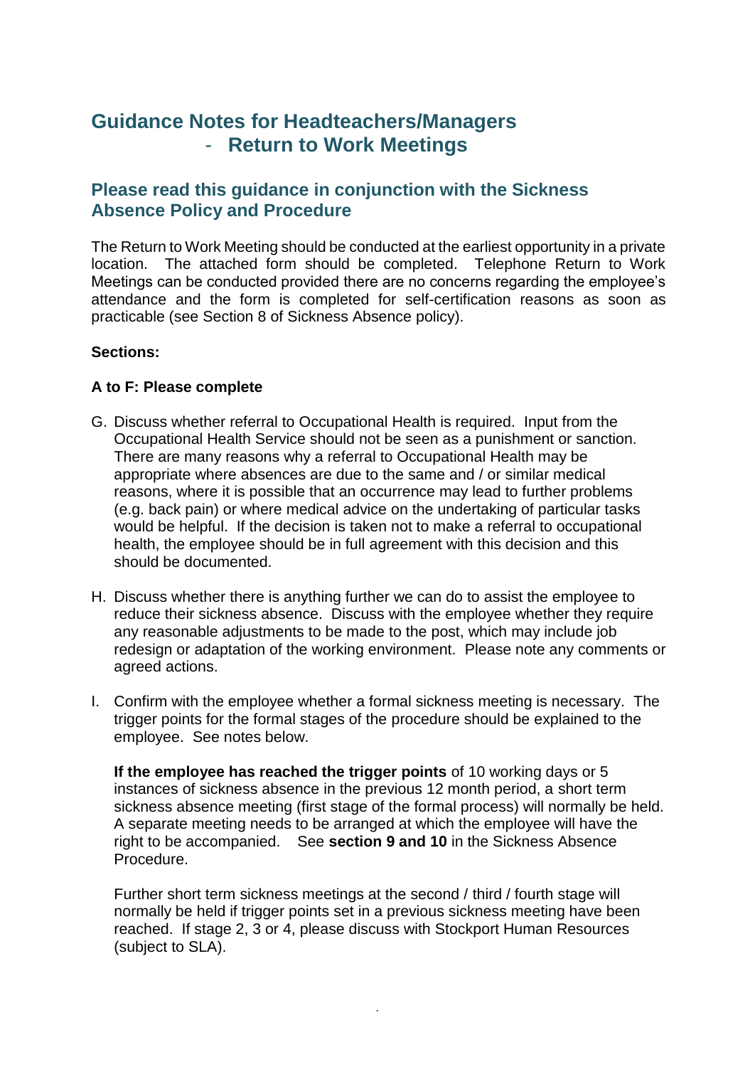# Guidance Notes for Headteachers/Managers - Return to Work Meetings

## Please read this guidance in conjunction with the Sickness Absence Policy and Procedure

The Return to Work Meeting should be conducted at the earliest opportunity in a private location. The attached form should be completed. Telephone Return to Work Meetings can be conducted provided there are no concerns regarding the employee's attendance and the form is completed for self-certification reasons as soon as practicable (see Section 8 of Sickness Absence policy).

**Sections:**

**A to F: Please complete**

G. Discuss whether referral to Occupational Health is required. Input from the Occupational Health Service should not be seen as a punishment or sanction. There are many reasons why a referral to Occupational Health may be appropriate where absences are due to the same and / or similar medical reasons, where it is possible that an occurrence may lead to further problems (e.g. back pain) or where medical advice on the undertaking of particular tasks would be helpful. If the decision is taken not to make a referral to occupational health, the employee should be in full agreement with this decision and this should be documented.

H. Discuss whether there is anything further we can do to assist the employee to reduce their sickness absence. Discuss with the employee whether they require any reasonable adjustments to be made to the post, which may include job redesign or adaptation of the working environment. Please note any comments or agreed actions.

I. Confirm with the employee whether a formal sickness meeting is necessary. The trigger points for the formal stages of the procedure should be explained to the employee. See notes below.

   **If the employee has reached the trigger points** of 10 working days or 5 instances of sickness absence in the previous 12 month period, a short term sickness absence meeting (first stage of the formal process) will normally be held. A separate meeting needs to be arranged at which the employee will have the right to be accompanied. See **section 9 and 10** in the Sickness Absence Procedure.

   Further short term sickness meetings at the second / third / fourth stage will normally be held if trigger points set in a previous sickness meeting have been reached. If stage 2, 3 or 4, please discuss with Stockport Human Resources (subject to SLA).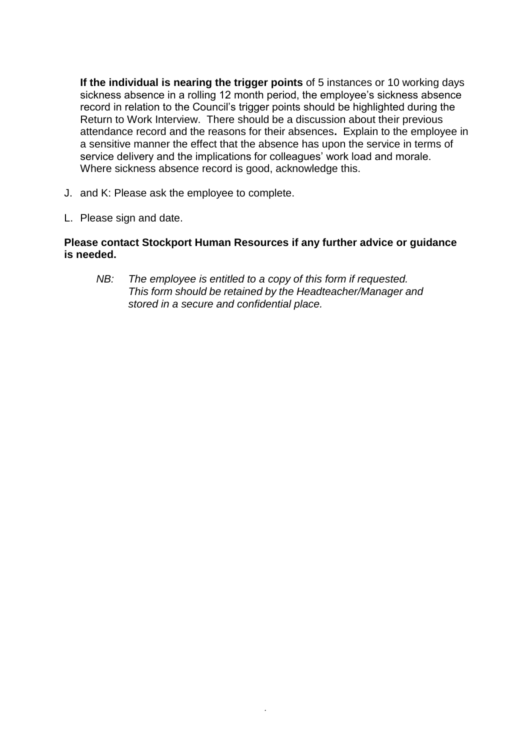**If the individual is nearing the trigger points** of 5 instances or 10 working days sickness absence in a rolling 12 month period, the employee's sickness absence record in relation to the Council's trigger points should be highlighted during the Return to Work Interview. There should be a discussion about their previous attendance record and the reasons for their absences**.** Explain to the employee in a sensitive manner the effect that the absence has upon the service in terms of service delivery and the implications for colleagues' work load and morale. Where sickness absence record is good, acknowledge this.

J. and K: Please ask the employee to complete.

L. Please sign and date.

**Please contact Stockport Human Resources if any further advice or guidance is needed.**

*NB: The employee is entitled to a copy of this form if requested. This form should be retained by the Headteacher/Manager and stored in a secure and confidential place.*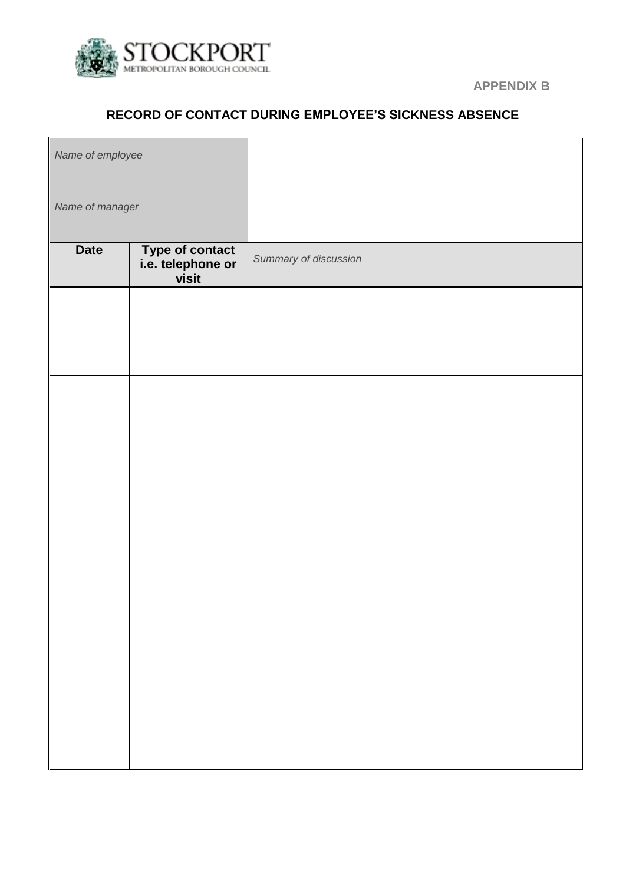STOCKPORT METROPOLITAN BOROUGH COUNCIL

**APPENDIX B**

## RECORD OF CONTACT DURING EMPLOYEE'S SICKNESS ABSENCE

| *Name of employee* | | |
|---|---|---|
| *Name of manager* | | |
| **Date** | **Type of contact i.e. telephone or visit** | *Summary of discussion* |
| | | |
| | | |
| | | |
| | | |
| | | |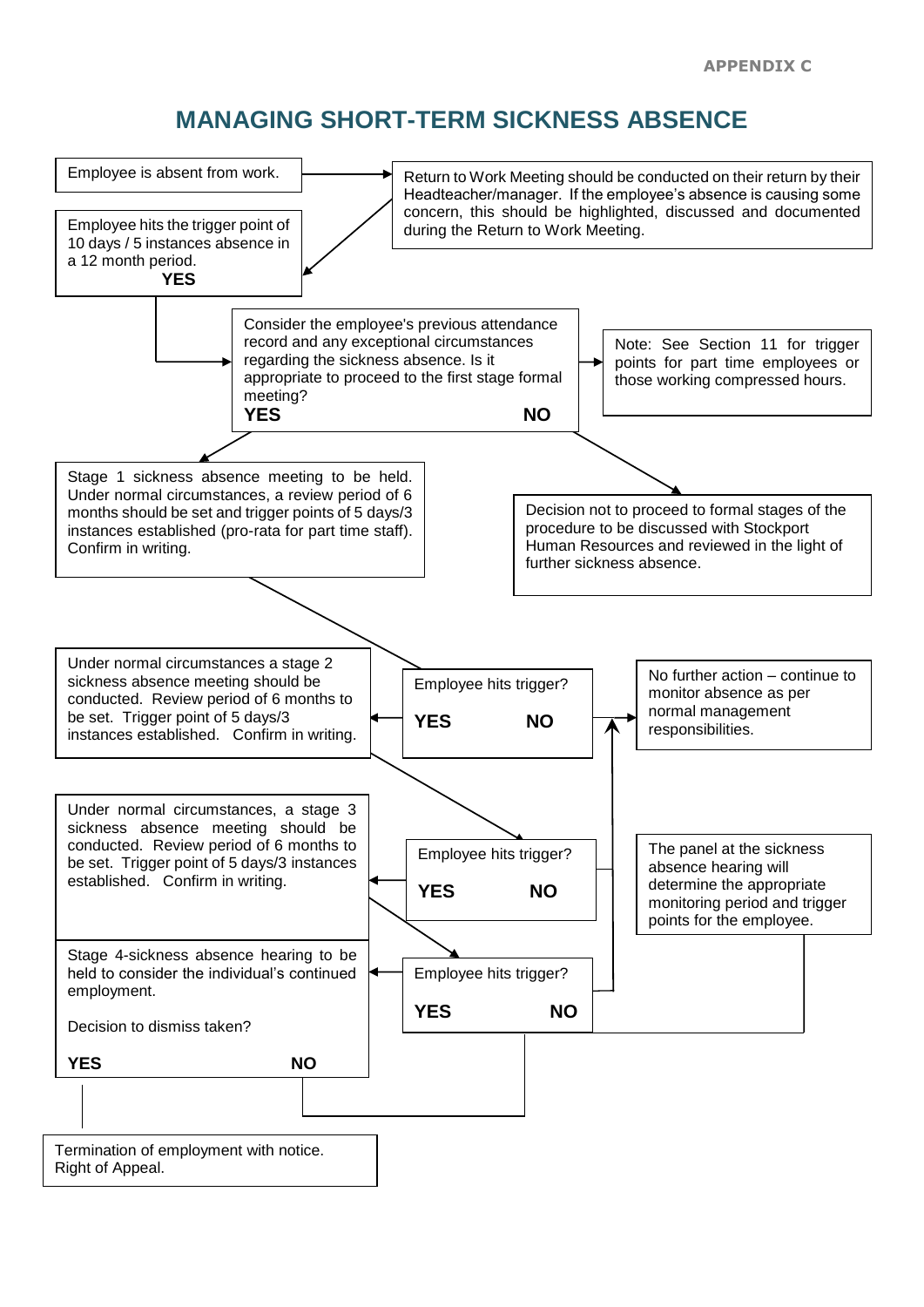# MANAGING SHORT-TERM SICKNESS ABSENCE

Employee is absent from work.

Return to Work Meeting should be conducted on their return by their Headteacher/manager. If the employee's absence is causing some concern, this should be highlighted, discussed and documented during the Return to Work Meeting.

Employee hits the trigger point of 10 days / 5 instances absence in a 12 month period.
**YES**

Consider the employee's previous attendance record and any exceptional circumstances regarding the sickness absence. Is it appropriate to proceed to the first stage formal meeting?
**YES** **NO**

Note: See Section 11 for trigger points for part time employees or those working compressed hours.

Stage 1 sickness absence meeting to be held. Under normal circumstances, a review period of 6 months should be set and trigger points of 5 days/3 instances established (pro-rata for part time staff). Confirm in writing.

Decision not to proceed to formal stages of the procedure to be discussed with Stockport Human Resources and reviewed in the light of further sickness absence.

Employee hits trigger?
**YES** **NO**

Under normal circumstances a stage 2 sickness absence meeting should be conducted. Review period of 6 months to be set. Trigger point of 5 days/3 instances established. Confirm in writing.

No further action – continue to monitor absence as per normal management responsibilities.

Employee hits trigger?
**YES** **NO**

Under normal circumstances, a stage 3 sickness absence meeting should be conducted. Review period of 6 months to be set. Trigger point of 5 days/3 instances established. Confirm in writing.

The panel at the sickness absence hearing will determine the appropriate monitoring period and trigger points for the employee.

Employee hits trigger?
**YES** **NO**

Stage 4-sickness absence hearing to be held to consider the individual's continued employment.

Decision to dismiss taken?

**YES** **NO**

Termination of employment with notice.
Right of Appeal.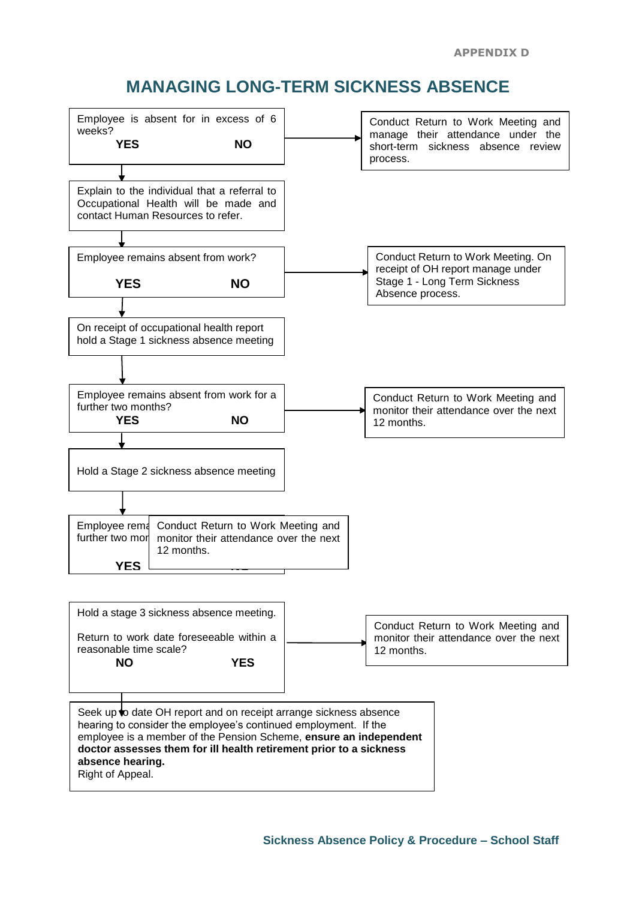# MANAGING LONG-TERM SICKNESS ABSENCE

Employee is absent for in excess of 6 weeks?
**YES** **NO**

→ NO: Conduct Return to Work Meeting and manage their attendance under the short-term sickness absence review process.

↓ YES

Explain to the individual that a referral to Occupational Health will be made and contact Human Resources to refer.

↓

Employee remains absent from work?
**YES** **NO**

→ NO: Conduct Return to Work Meeting. On receipt of OH report manage under Stage 1 - Long Term Sickness Absence process.

↓ YES

On receipt of occupational health report hold a Stage 1 sickness absence meeting

↓

Employee remains absent from work for a further two months?
**YES** **NO**

→ NO: Conduct Return to Work Meeting and monitor their attendance over the next 12 months.

↓ YES

Hold a Stage 2 sickness absence meeting

↓

Employee rema... further two mon...
**YES**

Conduct Return to Work Meeting and monitor their attendance over the next 12 months.

Hold a stage 3 sickness absence meeting.

Return to work date foreseeable within a reasonable time scale?
**NO** **YES**

→ YES: Conduct Return to Work Meeting and monitor their attendance over the next 12 months.

↓ NO

Seek up to date OH report and on receipt arrange sickness absence hearing to consider the employee's continued employment. If the employee is a member of the Pension Scheme, **ensure an independent doctor assesses them for ill health retirement prior to a sickness absence hearing.**
Right of Appeal.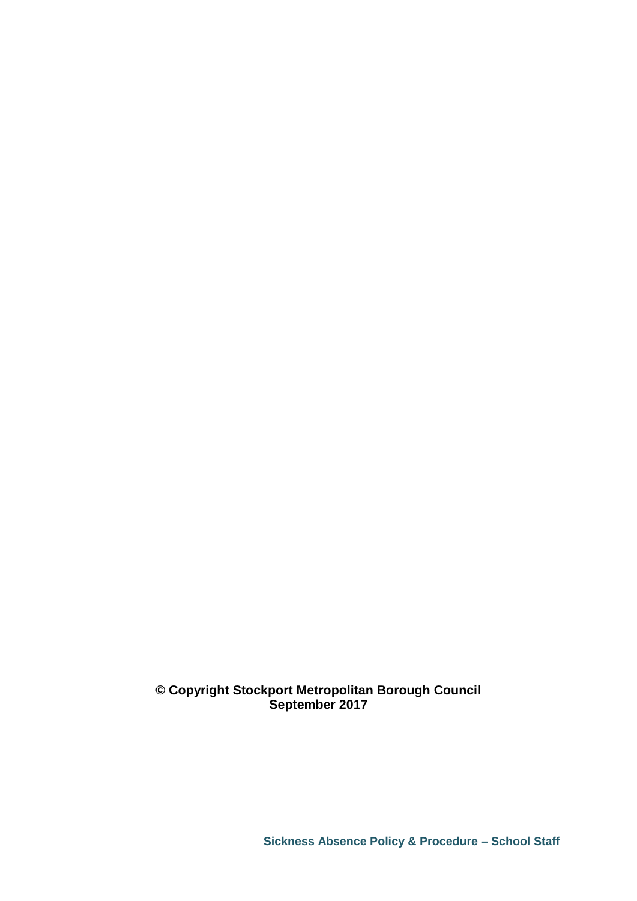**© Copyright Stockport Metropolitan Borough Council**
**September 2017**